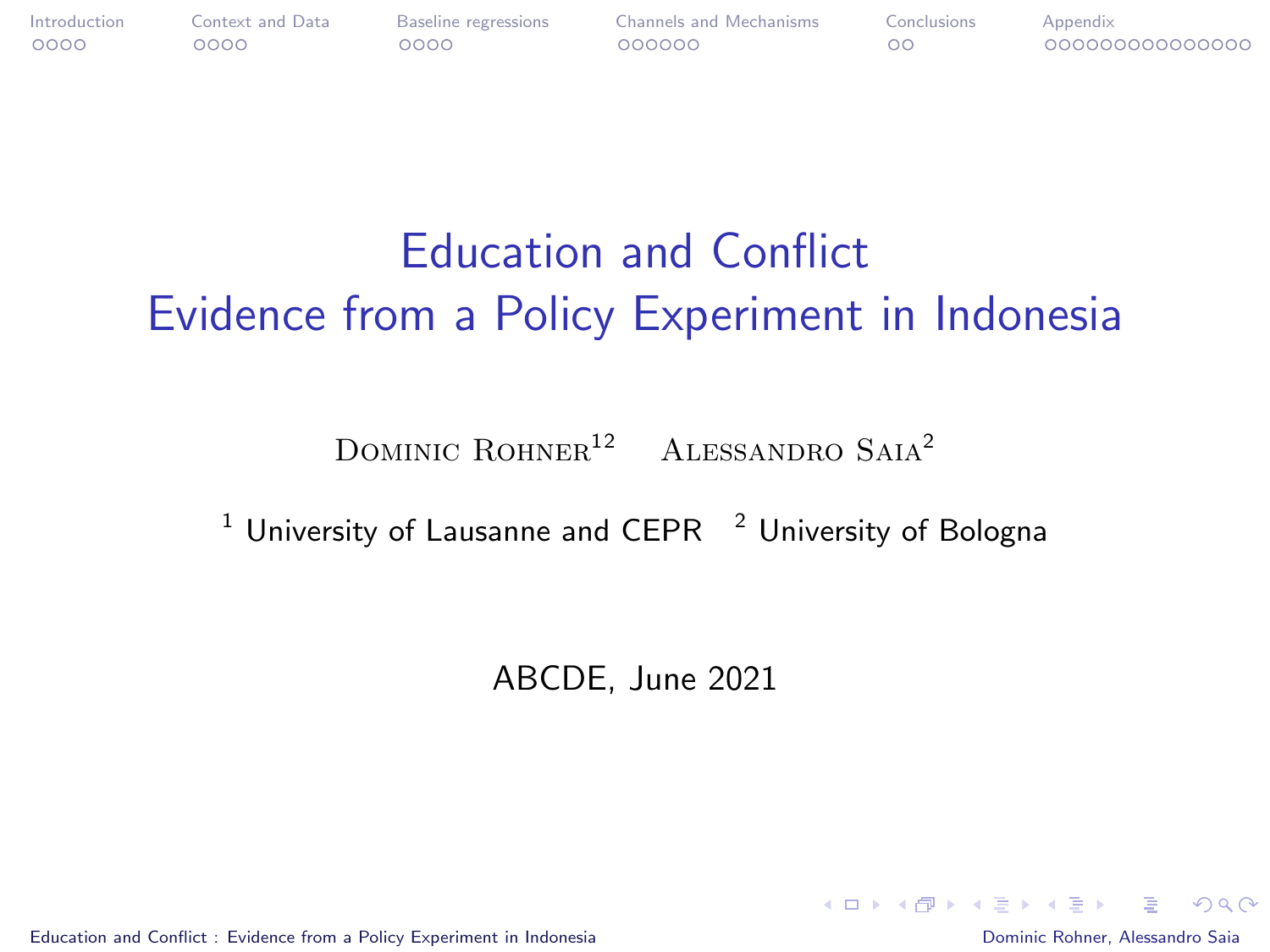# Education and Conflict
# Evidence from a Policy Experiment in Indonesia

Dominic Rohner[1,2] Alessandro Saia[2]

[1] University of Lausanne and CEPR [2] University of Bologna

ABCDE, June 2021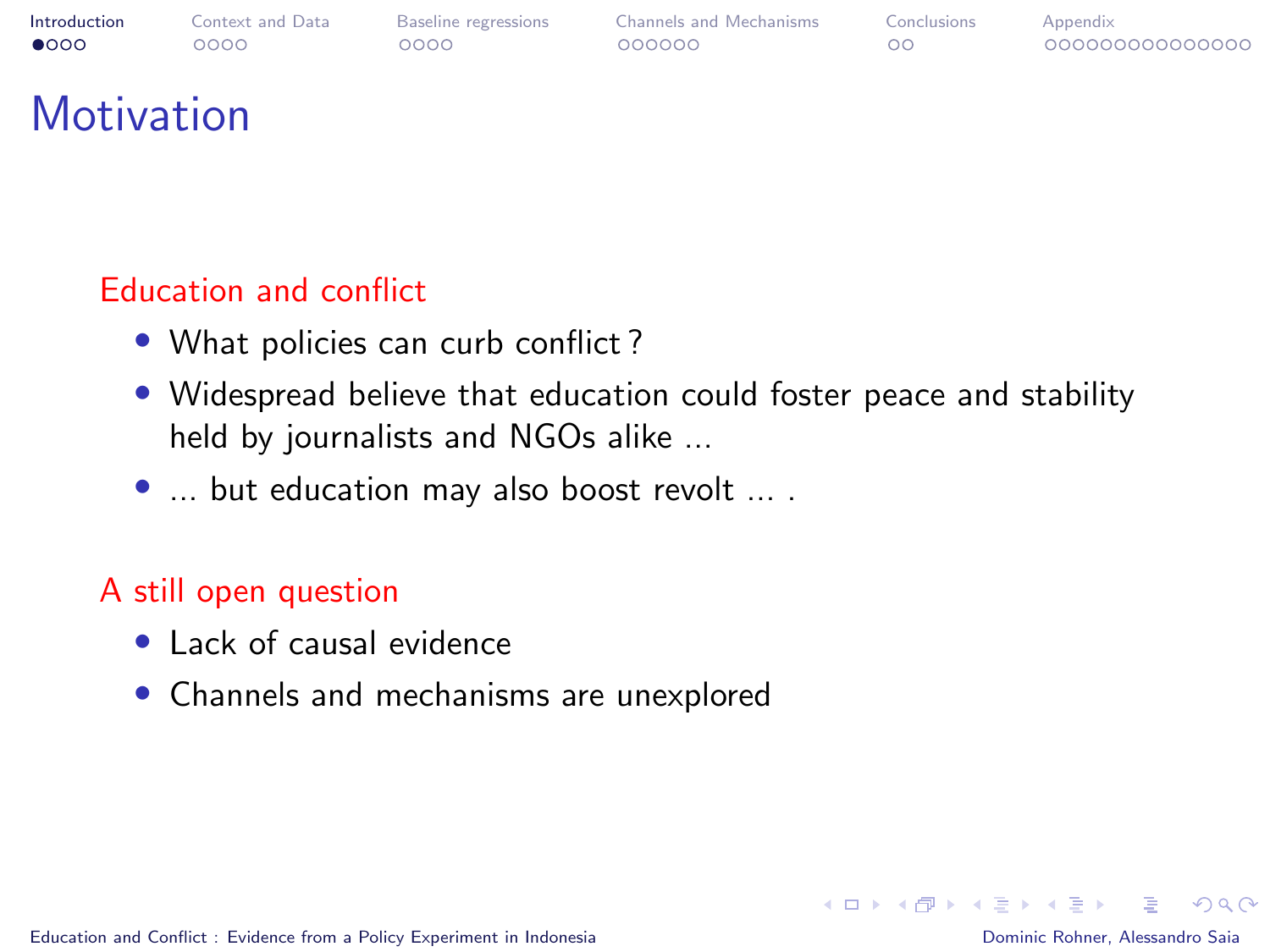# Motivation

## Education and conflict

- What policies can curb conflict ?
- Widespread believe that education could foster peace and stability held by journalists and NGOs alike ...
- ... but education may also boost revolt ... .

## A still open question

- Lack of causal evidence
- Channels and mechanisms are unexplored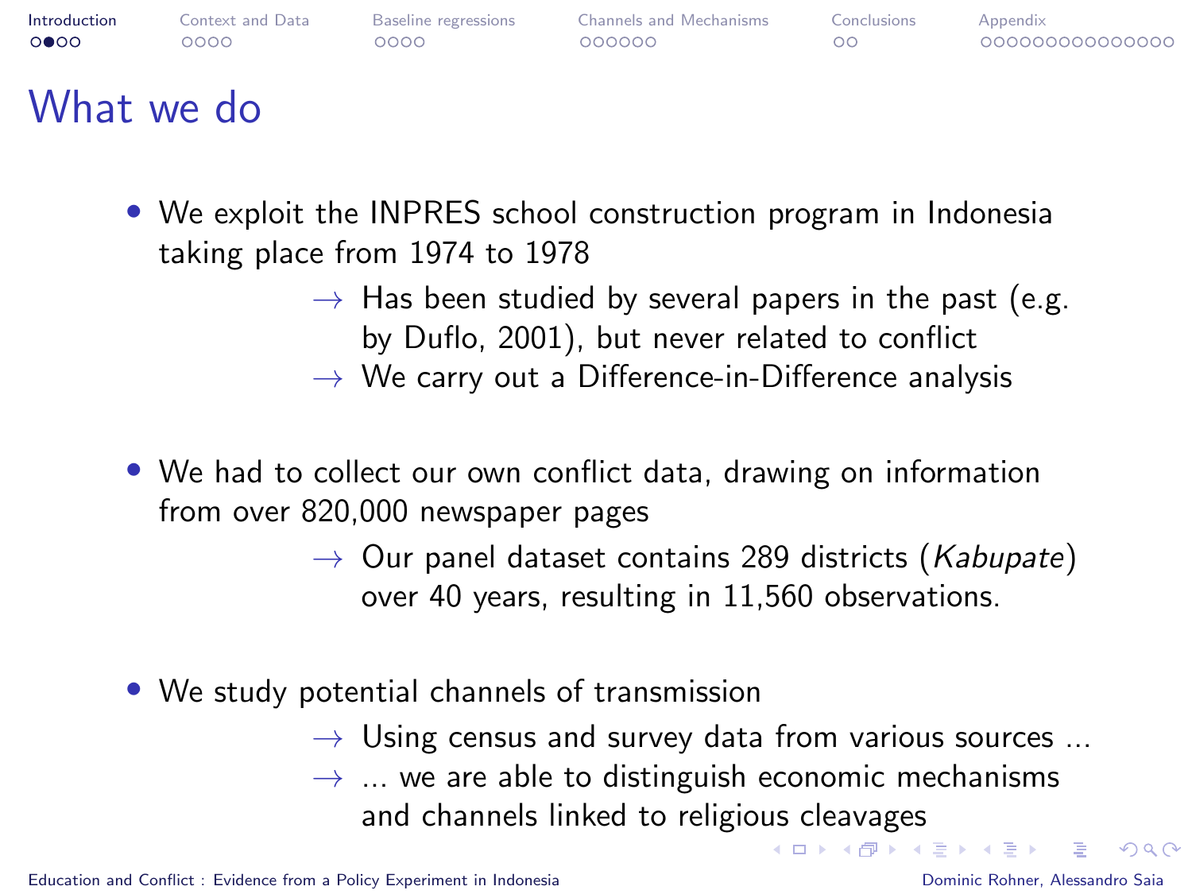# What we do

- We exploit the INPRES school construction program in Indonesia taking place from 1974 to 1978
  - → Has been studied by several papers in the past (e.g. by Duflo, 2001), but never related to conflict
  - → We carry out a Difference-in-Difference analysis
- We had to collect our own conflict data, drawing on information from over 820,000 newspaper pages
  - → Our panel dataset contains 289 districts (*Kabupate*) over 40 years, resulting in 11,560 observations.
- We study potential channels of transmission
  - → Using census and survey data from various sources ...
  - → ... we are able to distinguish economic mechanisms and channels linked to religious cleavages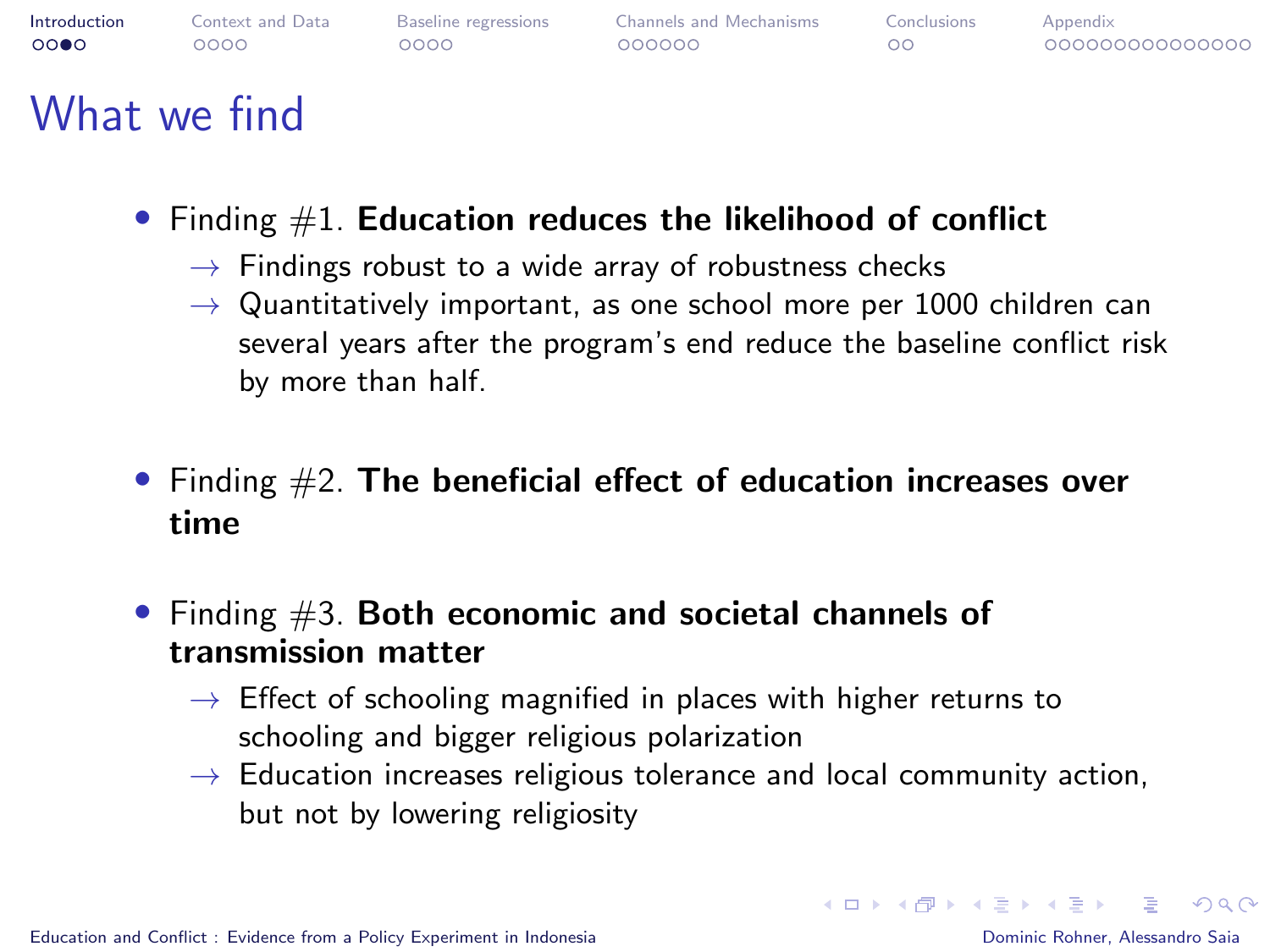# What we find

- Finding #1. **Education reduces the likelihood of conflict**
  - → Findings robust to a wide array of robustness checks
  - → Quantitatively important, as one school more per 1000 children can several years after the program's end reduce the baseline conflict risk by more than half.

- Finding #2. **The beneficial effect of education increases over time**

- Finding #3. **Both economic and societal channels of transmission matter**
  - → Effect of schooling magnified in places with higher returns to schooling and bigger religious polarization
  - → Education increases religious tolerance and local community action, but not by lowering religiosity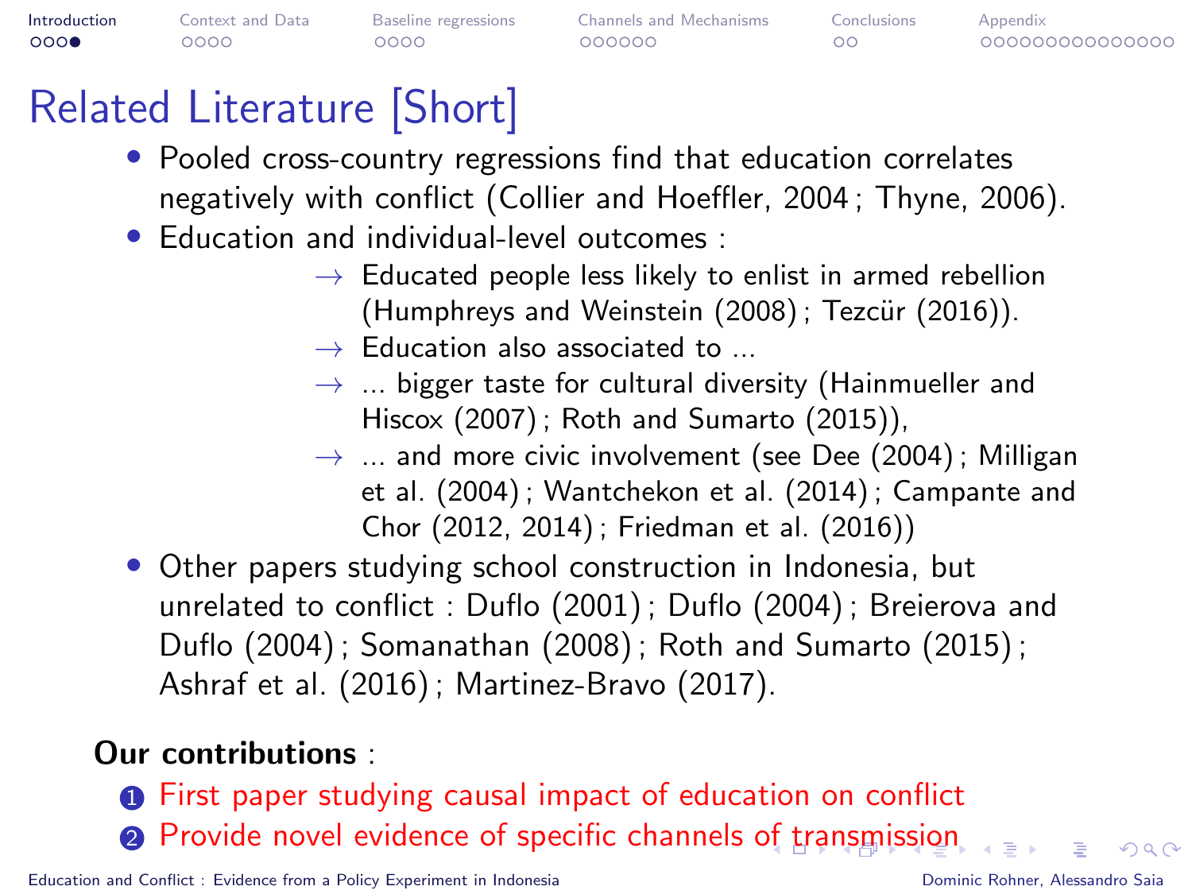# Related Literature [Short]

- Pooled cross-country regressions find that education correlates negatively with conflict (Collier and Hoeffler, 2004 ; Thyne, 2006).
- Education and individual-level outcomes :
  - → Educated people less likely to enlist in armed rebellion (Humphreys and Weinstein (2008) ; Tezcür (2016)).
  - → Education also associated to ...
  - → ... bigger taste for cultural diversity (Hainmueller and Hiscox (2007) ; Roth and Sumarto (2015)),
  - → ... and more civic involvement (see Dee (2004) ; Milligan et al. (2004) ; Wantchekon et al. (2014) ; Campante and Chor (2012, 2014) ; Friedman et al. (2016))
- Other papers studying school construction in Indonesia, but unrelated to conflict : Duflo (2001) ; Duflo (2004) ; Breierova and Duflo (2004) ; Somanathan (2008) ; Roth and Sumarto (2015) ; Ashraf et al. (2016) ; Martinez-Bravo (2017).

**Our contributions** :

1. First paper studying causal impact of education on conflict
2. Provide novel evidence of specific channels of transmission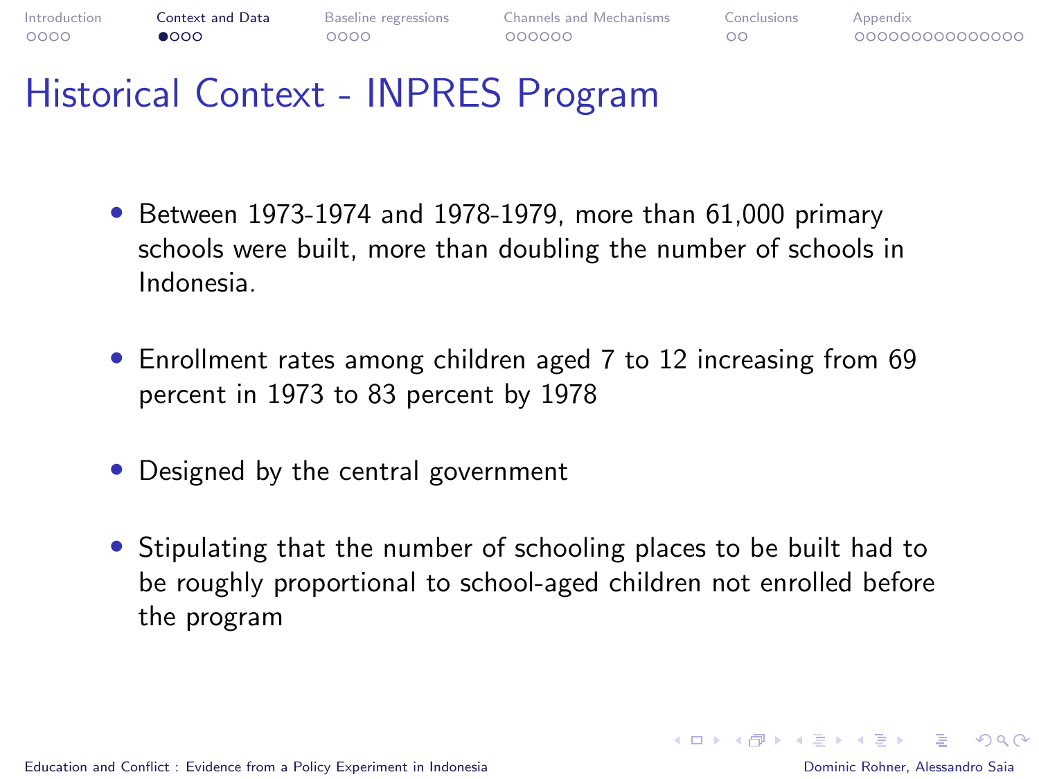# Historical Context - INPRES Program

- Between 1973-1974 and 1978-1979, more than 61,000 primary schools were built, more than doubling the number of schools in Indonesia.
- Enrollment rates among children aged 7 to 12 increasing from 69 percent in 1973 to 83 percent by 1978
- Designed by the central government
- Stipulating that the number of schooling places to be built had to be roughly proportional to school-aged children not enrolled before the program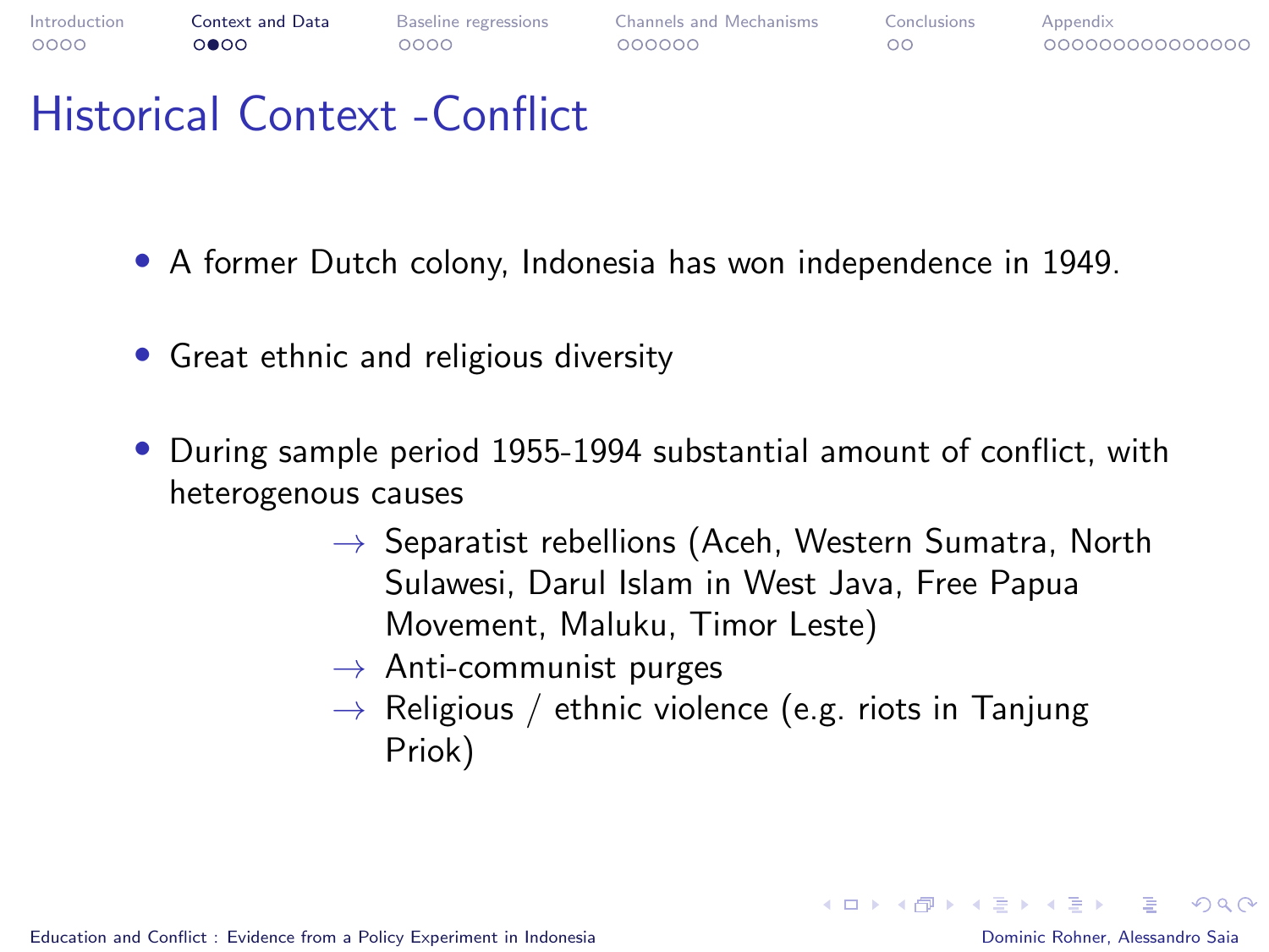# Historical Context -Conflict

- A former Dutch colony, Indonesia has won independence in 1949.
- Great ethnic and religious diversity
- During sample period 1955-1994 substantial amount of conflict, with heterogenous causes
  - → Separatist rebellions (Aceh, Western Sumatra, North Sulawesi, Darul Islam in West Java, Free Papua Movement, Maluku, Timor Leste)
  - → Anti-communist purges
  - → Religious / ethnic violence (e.g. riots in Tanjung Priok)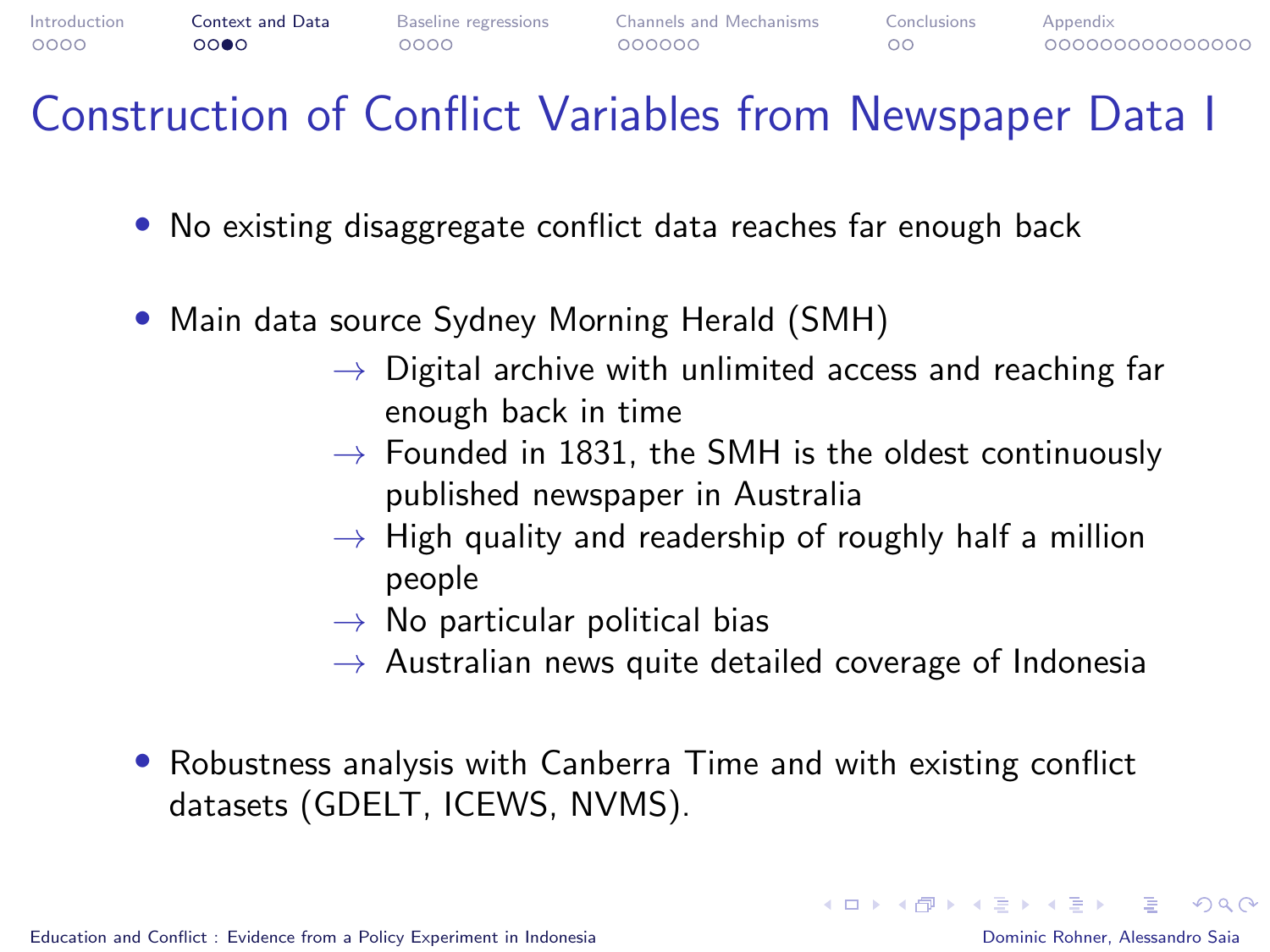# Construction of Conflict Variables from Newspaper Data I

- No existing disaggregate conflict data reaches far enough back
- Main data source Sydney Morning Herald (SMH)
  - → Digital archive with unlimited access and reaching far enough back in time
  - → Founded in 1831, the SMH is the oldest continuously published newspaper in Australia
  - → High quality and readership of roughly half a million people
  - → No particular political bias
  - → Australian news quite detailed coverage of Indonesia
- Robustness analysis with Canberra Time and with existing conflict datasets (GDELT, ICEWS, NVMS).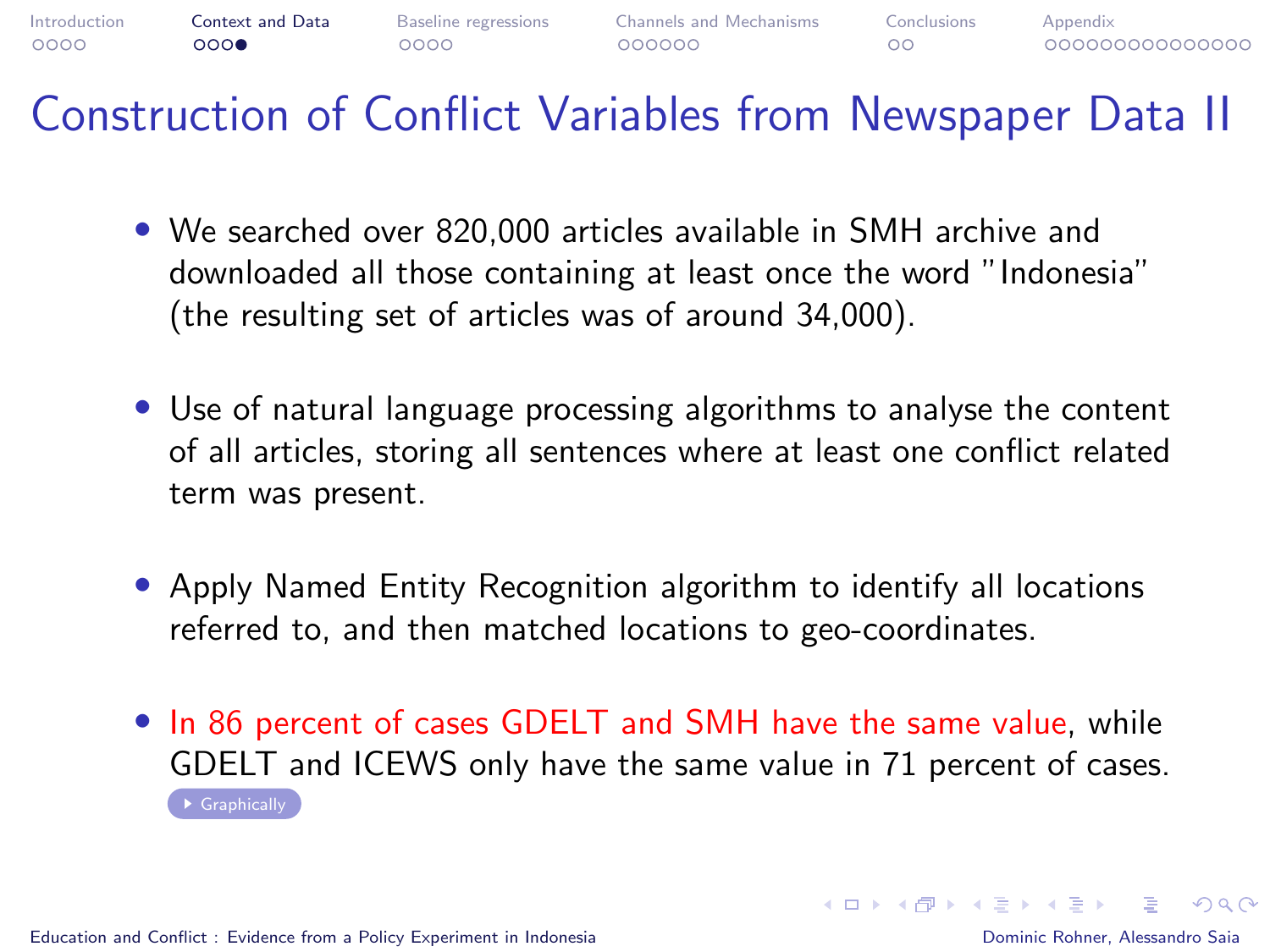# Construction of Conflict Variables from Newspaper Data II

- We searched over 820,000 articles available in SMH archive and downloaded all those containing at least once the word "Indonesia" (the resulting set of articles was of around 34,000).
- Use of natural language processing algorithms to analyse the content of all articles, storing all sentences where at least one conflict related term was present.
- Apply Named Entity Recognition algorithm to identify all locations referred to, and then matched locations to geo-coordinates.
- In 86 percent of cases GDELT and SMH have the same value, while GDELT and ICEWS only have the same value in 71 percent of cases.

Graphically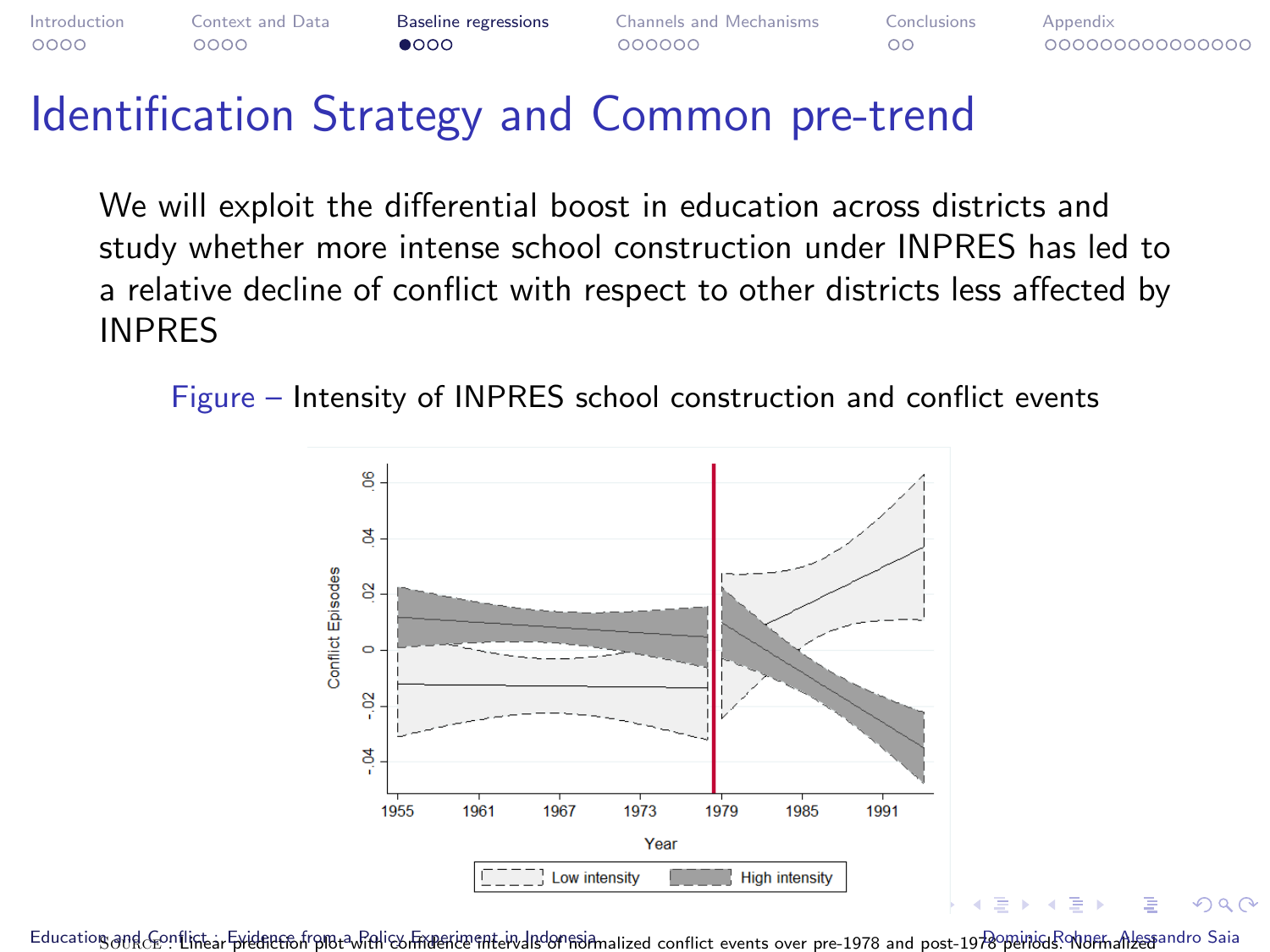# Identification Strategy and Common pre-trend

We will exploit the differential boost in education across districts and study whether more intense school construction under INPRES has led to a relative decline of conflict with respect to other districts less affected by INPRES

Figure – Intensity of INPRES school construction and conflict events

SOURCE : Linear prediction plot with confidence intervals of normalized conflict events over pre-1978 and post-1978 periods. Normalized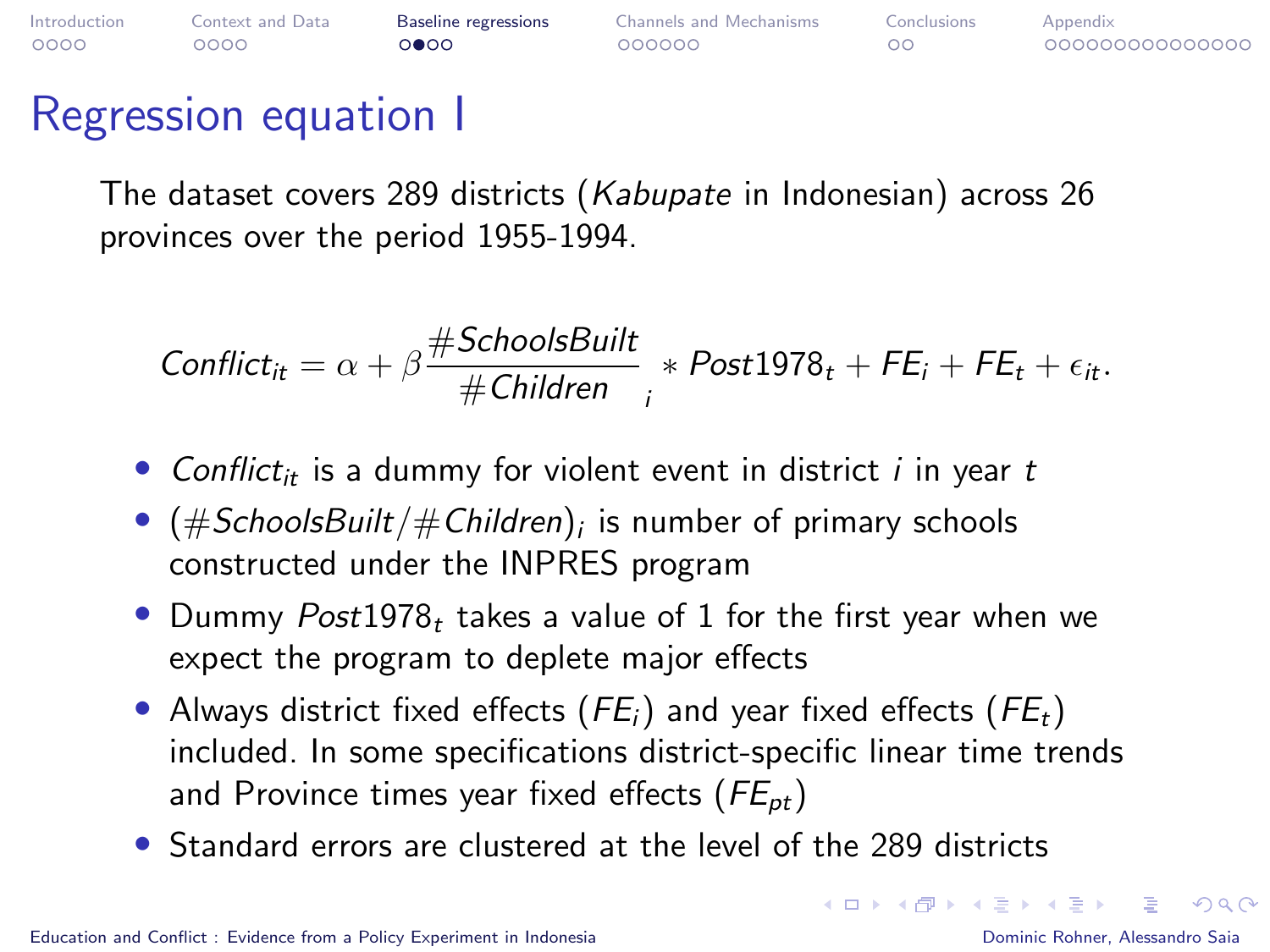# Regression equation I

The dataset covers 289 districts (*Kabupate* in Indonesian) across 26 provinces over the period 1955-1994.

$$Conflict_{it} = \alpha + \beta \frac{\#SchoolsBuilt}{\#Children}_i * Post1978_t + FE_i + FE_t + \epsilon_{it}.$$

- $Conflict_{it}$ is a dummy for violent event in district $i$ in year $t$
- $(\#SchoolsBuilt/\#Children)_i$ is number of primary schools constructed under the INPRES program
- Dummy $Post1978_t$ takes a value of 1 for the first year when we expect the program to deplete major effects
- Always district fixed effects ($FE_i$) and year fixed effects ($FE_t$) included. In some specifications district-specific linear time trends and Province times year fixed effects ($FE_{pt}$)
- Standard errors are clustered at the level of the 289 districts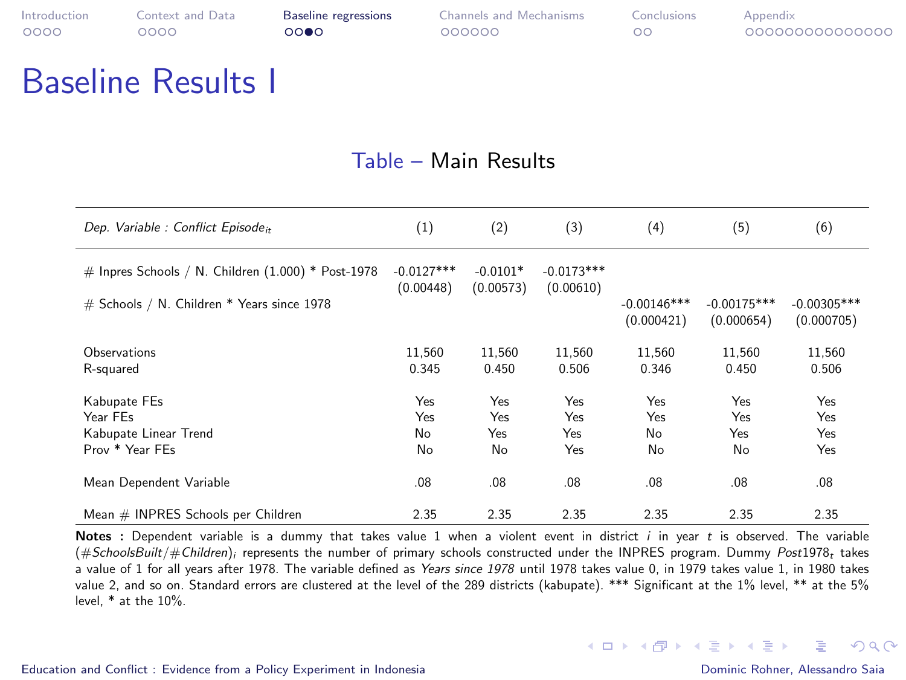# Baseline Results I

Table – Main Results

| *Dep. Variable : Conflict Episode$_{it}$* | (1) | (2) | (3) | (4) | (5) | (6) |
|---|---|---|---|---|---|---|
| # Inpres Schools / N. Children (1.000) * Post-1978 | -0.0127*** | -0.0101* | -0.0173*** | | | |
| | (0.00448) | (0.00573) | (0.00610) | | | |
| # Schools / N. Children * Years since 1978 | | | | -0.00146*** | -0.00175*** | -0.00305*** |
| | | | | (0.000421) | (0.000654) | (0.000705) |
| Observations | 11,560 | 11,560 | 11,560 | 11,560 | 11,560 | 11,560 |
| R-squared | 0.345 | 0.450 | 0.506 | 0.346 | 0.450 | 0.506 |
| Kabupate FEs | Yes | Yes | Yes | Yes | Yes | Yes |
| Year FEs | Yes | Yes | Yes | Yes | Yes | Yes |
| Kabupate Linear Trend | No | Yes | Yes | No | Yes | Yes |
| Prov * Year FEs | No | No | Yes | No | No | Yes |
| Mean Dependent Variable | .08 | .08 | .08 | .08 | .08 | .08 |
| Mean # INPRES Schools per Children | 2.35 | 2.35 | 2.35 | 2.35 | 2.35 | 2.35 |

**Notes :** Dependent variable is a dummy that takes value 1 when a violent event in district $i$ in year $t$ is observed. The variable $(\#SchoolsBuilt/\#Children)_i$ represents the number of primary schools constructed under the INPRES program. Dummy $Post1978_t$ takes a value of 1 for all years after 1978. The variable defined as *Years since 1978* until 1978 takes value 0, in 1979 takes value 1, in 1980 takes value 2, and so on. Standard errors are clustered at the level of the 289 districts (kabupate). *** Significant at the 1% level, ** at the 5% level, * at the 10%.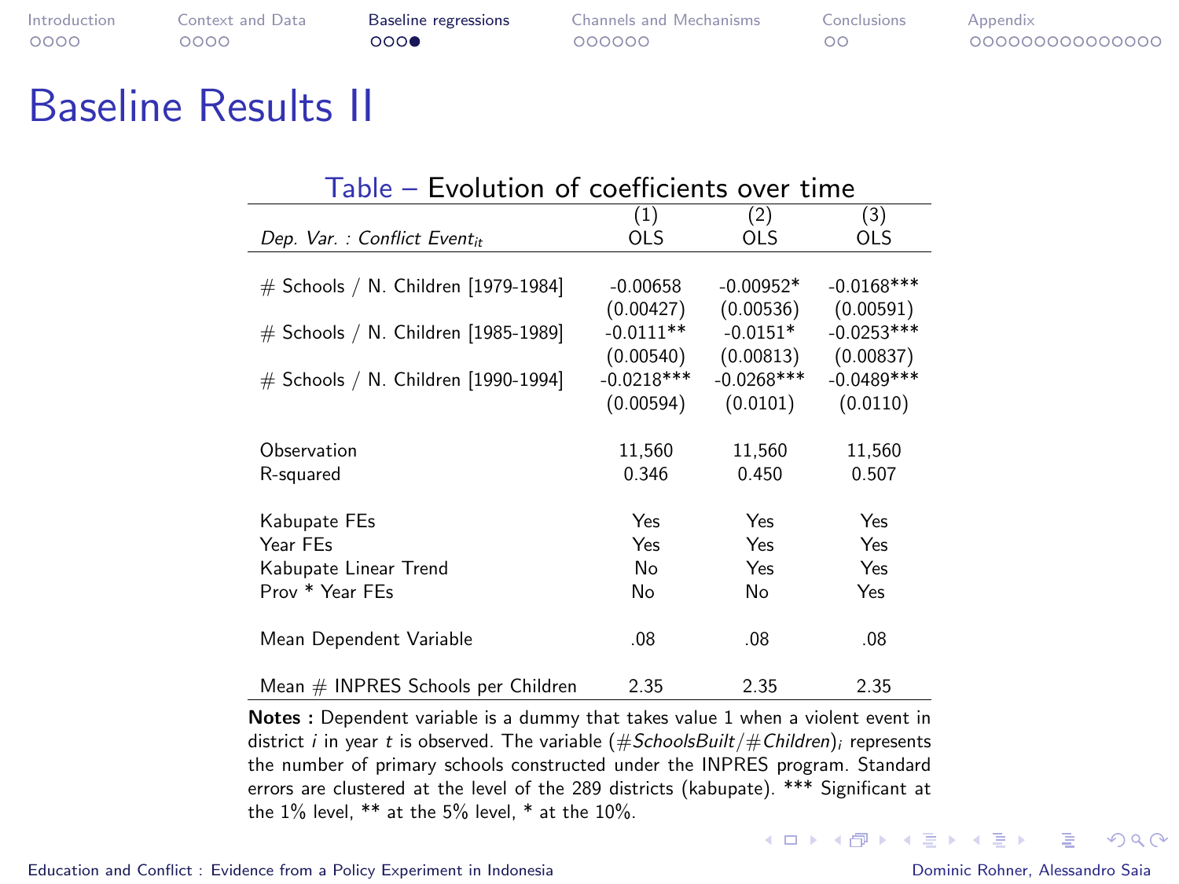# Baseline Results II

Table – Evolution of coefficients over time

| *Dep. Var. : Conflict Event$_{it}$* | (1) OLS | (2) OLS | (3) OLS |
|---|---|---|---|
| # Schools / N. Children [1979-1984] | -0.00658 | -0.00952* | -0.0168*** |
| | (0.00427) | (0.00536) | (0.00591) |
| # Schools / N. Children [1985-1989] | -0.0111** | -0.0151* | -0.0253*** |
| | (0.00540) | (0.00813) | (0.00837) |
| # Schools / N. Children [1990-1994] | -0.0218*** | -0.0268*** | -0.0489*** |
| | (0.00594) | (0.0101) | (0.0110) |
| Observation | 11,560 | 11,560 | 11,560 |
| R-squared | 0.346 | 0.450 | 0.507 |
| Kabupate FEs | Yes | Yes | Yes |
| Year FEs | Yes | Yes | Yes |
| Kabupate Linear Trend | No | Yes | Yes |
| Prov * Year FEs | No | No | Yes |
| Mean Dependent Variable | .08 | .08 | .08 |
| Mean # INPRES Schools per Children | 2.35 | 2.35 | 2.35 |

**Notes :** Dependent variable is a dummy that takes value 1 when a violent event in district $i$ in year $t$ is observed. The variable $(\#SchoolsBuilt/\#Children)_i$ represents the number of primary schools constructed under the INPRES program. Standard errors are clustered at the level of the 289 districts (kabupate). *** Significant at the 1% level, ** at the 5% level, * at the 10%.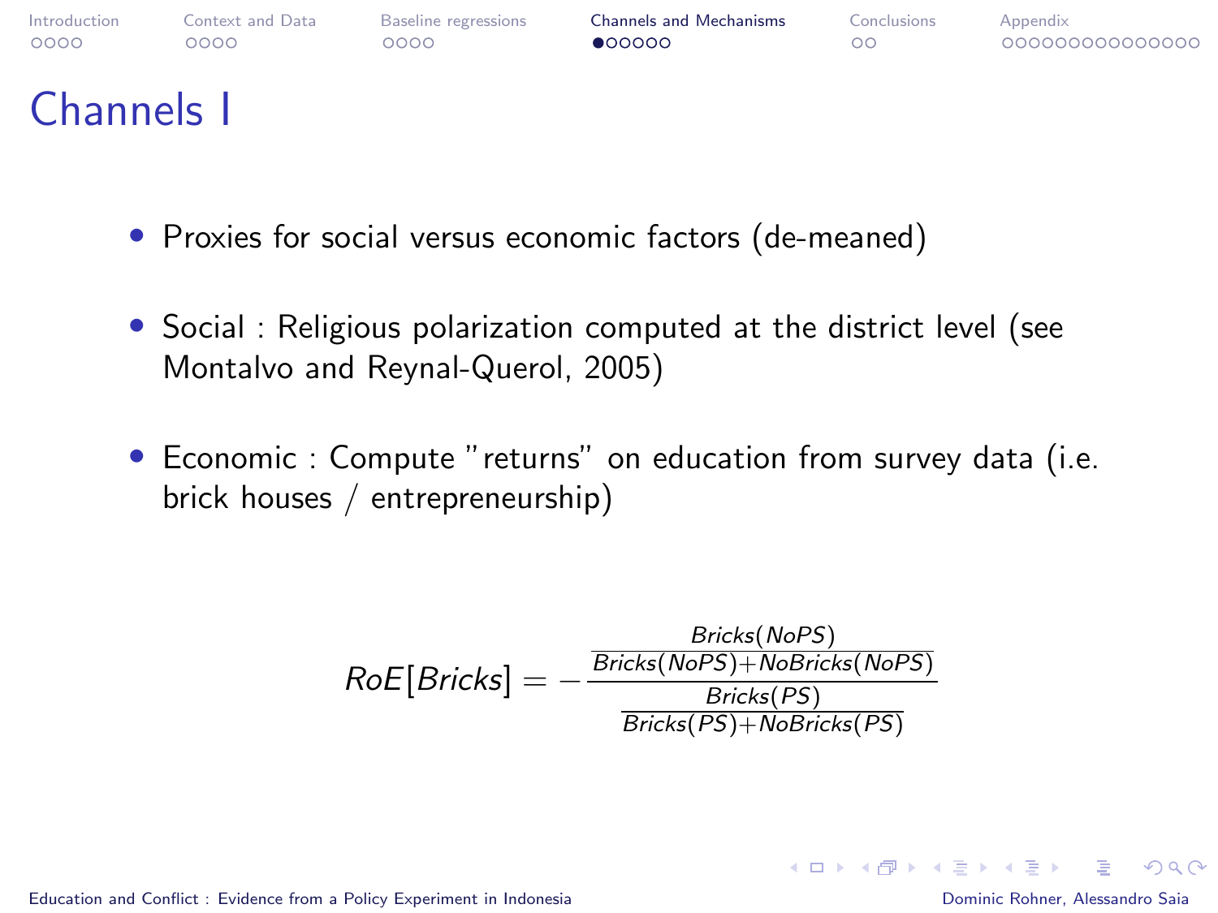# Channels I

- Proxies for social versus economic factors (de-meaned)
- Social : Religious polarization computed at the district level (see Montalvo and Reynal-Querol, 2005)
- Economic : Compute "returns" on education from survey data (i.e. brick houses / entrepreneurship)

$$RoE[Bricks] = -\frac{\frac{Bricks(NoPS)}{Bricks(NoPS)+NoBricks(NoPS)}}{\frac{Bricks(PS)}{Bricks(PS)+NoBricks(PS)}}$$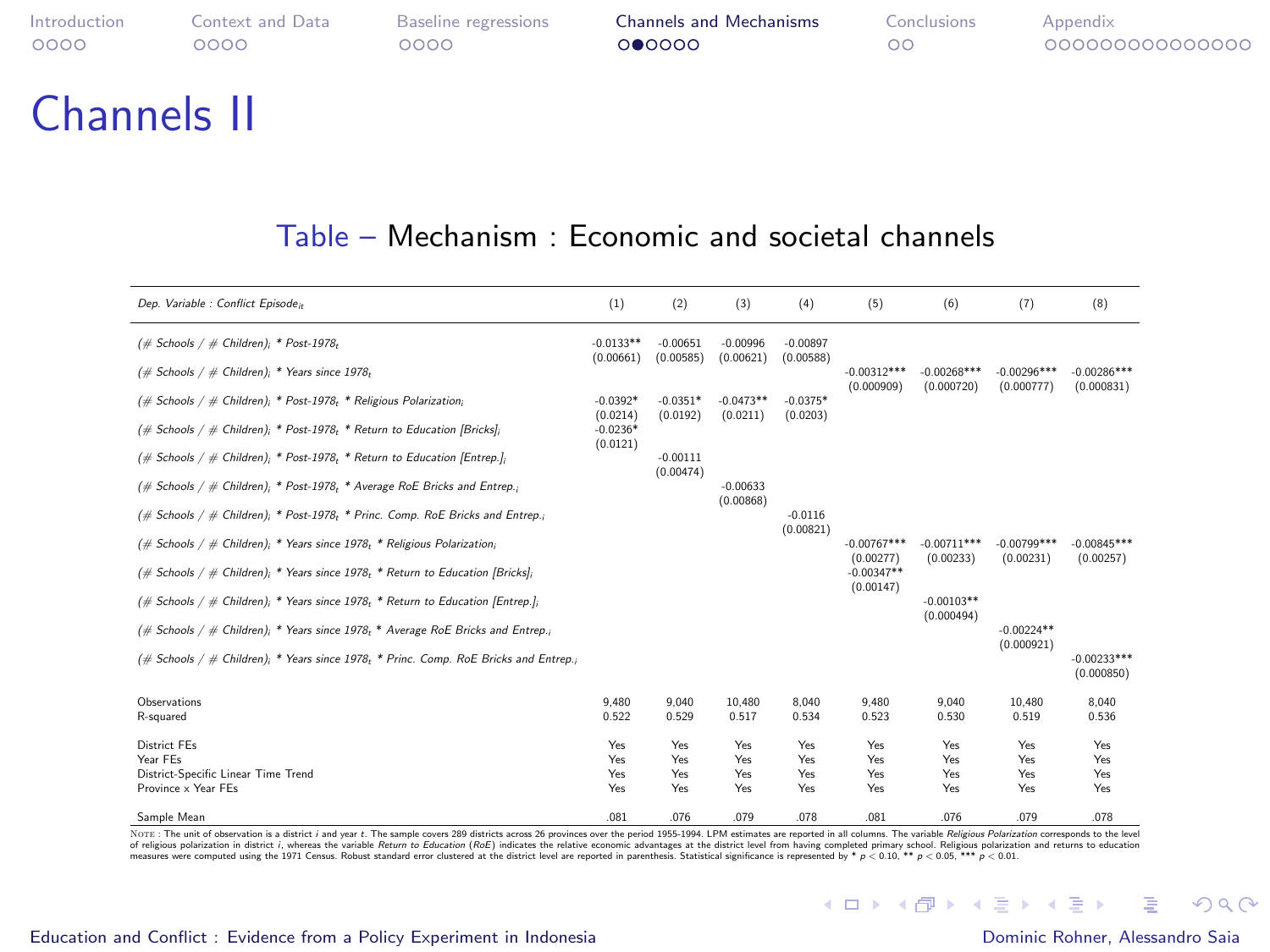# Channels II

## Table – Mechanism : Economic and societal channels

| *Dep. Variable : Conflict Episode$_{it}$* | (1) | (2) | (3) | (4) | (5) | (6) | (7) | (8) |
|---|---|---|---|---|---|---|---|---|
| *(# Schools / # Children)$_i$ * Post-1978$_t$* | -0.0133** (0.00661) | -0.00651 (0.00585) | -0.00996 (0.00621) | -0.00897 (0.00588) | | | | |
| *(# Schools / # Children)$_i$ * Years since 1978$_t$* | | | | | -0.00312*** (0.000909) | -0.00268*** (0.000720) | -0.00296*** (0.000777) | -0.00286*** (0.000831) |
| *(# Schools / # Children)$_i$ * Post-1978$_t$ * Religious Polarization$_i$* | -0.0392* (0.0214) | -0.0351* (0.0192) | -0.0473** (0.0211) | -0.0375* (0.0203) | | | | |
| *(# Schools / # Children)$_i$ * Post-1978$_t$ * Return to Education [Bricks]$_i$* | -0.0236* (0.0121) | | | | | | | |
| *(# Schools / # Children)$_i$ * Post-1978$_t$ * Return to Education [Entrep.]$_i$* | | -0.00111 (0.00474) | | | | | | |
| *(# Schools / # Children)$_i$ * Post-1978$_t$ * Average RoE Bricks and Entrep.$_i$* | | | -0.00633 (0.00868) | | | | | |
| *(# Schools / # Children)$_i$ * Post-1978$_t$ * Princ. Comp. RoE Bricks and Entrep.$_i$* | | | | -0.0116 (0.00821) | | | | |
| *(# Schools / # Children)$_i$ * Years since 1978$_t$ * Religious Polarization$_i$* | | | | | -0.00767*** (0.00277) | -0.00711*** (0.00233) | -0.00799*** (0.00231) | -0.00845*** (0.00257) |
| *(# Schools / # Children)$_i$ * Years since 1978$_t$ * Return to Education [Bricks]$_i$* | | | | | -0.00347** (0.00147) | | | |
| *(# Schools / # Children)$_i$ * Years since 1978$_t$ * Return to Education [Entrep.]$_i$* | | | | | | -0.00103** (0.000494) | | |
| *(# Schools / # Children)$_i$ * Years since 1978$_t$ * Average RoE Bricks and Entrep.$_i$* | | | | | | | -0.00224** (0.000921) | |
| *(# Schools / # Children)$_i$ * Years since 1978$_t$ * Princ. Comp. RoE Bricks and Entrep.$_i$* | | | | | | | | -0.00233*** (0.000850) |
| Observations | 9,480 | 9,040 | 10,480 | 8,040 | 9,480 | 9,040 | 10,480 | 8,040 |
| R-squared | 0.522 | 0.529 | 0.517 | 0.534 | 0.523 | 0.530 | 0.519 | 0.536 |
| District FEs | Yes | Yes | Yes | Yes | Yes | Yes | Yes | Yes |
| Year FEs | Yes | Yes | Yes | Yes | Yes | Yes | Yes | Yes |
| District-Specific Linear Time Trend | Yes | Yes | Yes | Yes | Yes | Yes | Yes | Yes |
| Province x Year FEs | Yes | Yes | Yes | Yes | Yes | Yes | Yes | Yes |
| Sample Mean | .081 | .076 | .079 | .078 | .081 | .076 | .079 | .078 |

NOTE : The unit of observation is a district $i$ and year $t$. The sample covers 289 districts across 26 provinces over the period 1955-1994. LPM estimates are reported in all columns. The variable *Religious Polarization* corresponds to the level of religious polarization in district $i$, whereas the variable *Return to Education* (*RoE*) indicates the relative economic advantages at the district level from having completed primary school. Religious polarization and returns to education measures were computed using the 1971 Census. Robust standard error clustered at the district level are reported in parenthesis. Statistical significance is represented by * $p < 0.10$, ** $p < 0.05$, *** $p < 0.01$.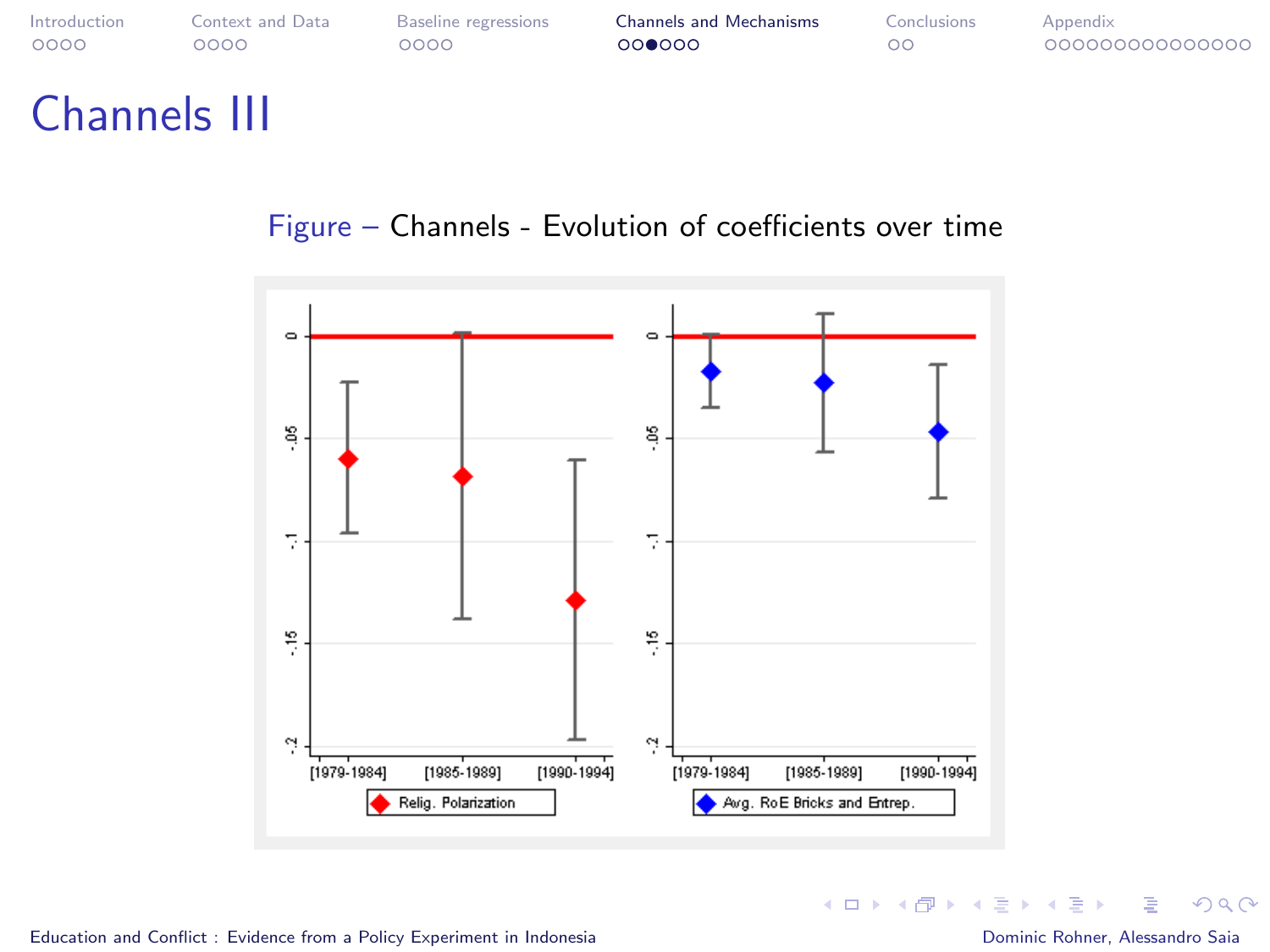# Channels III

Figure – Channels - Evolution of coefficients over time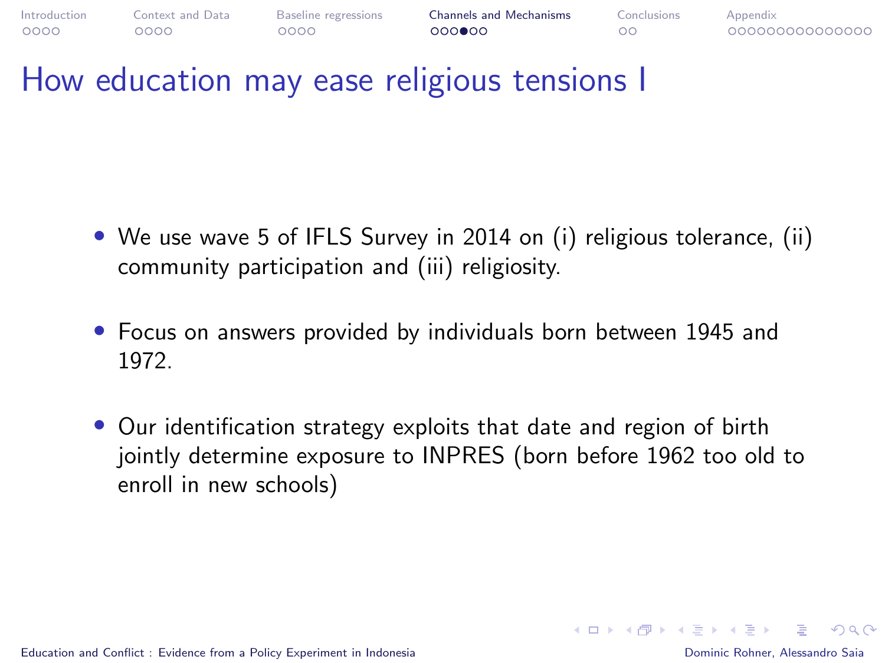# How education may ease religious tensions I

- We use wave 5 of IFLS Survey in 2014 on (i) religious tolerance, (ii) community participation and (iii) religiosity.
- Focus on answers provided by individuals born between 1945 and 1972.
- Our identification strategy exploits that date and region of birth jointly determine exposure to INPRES (born before 1962 too old to enroll in new schools)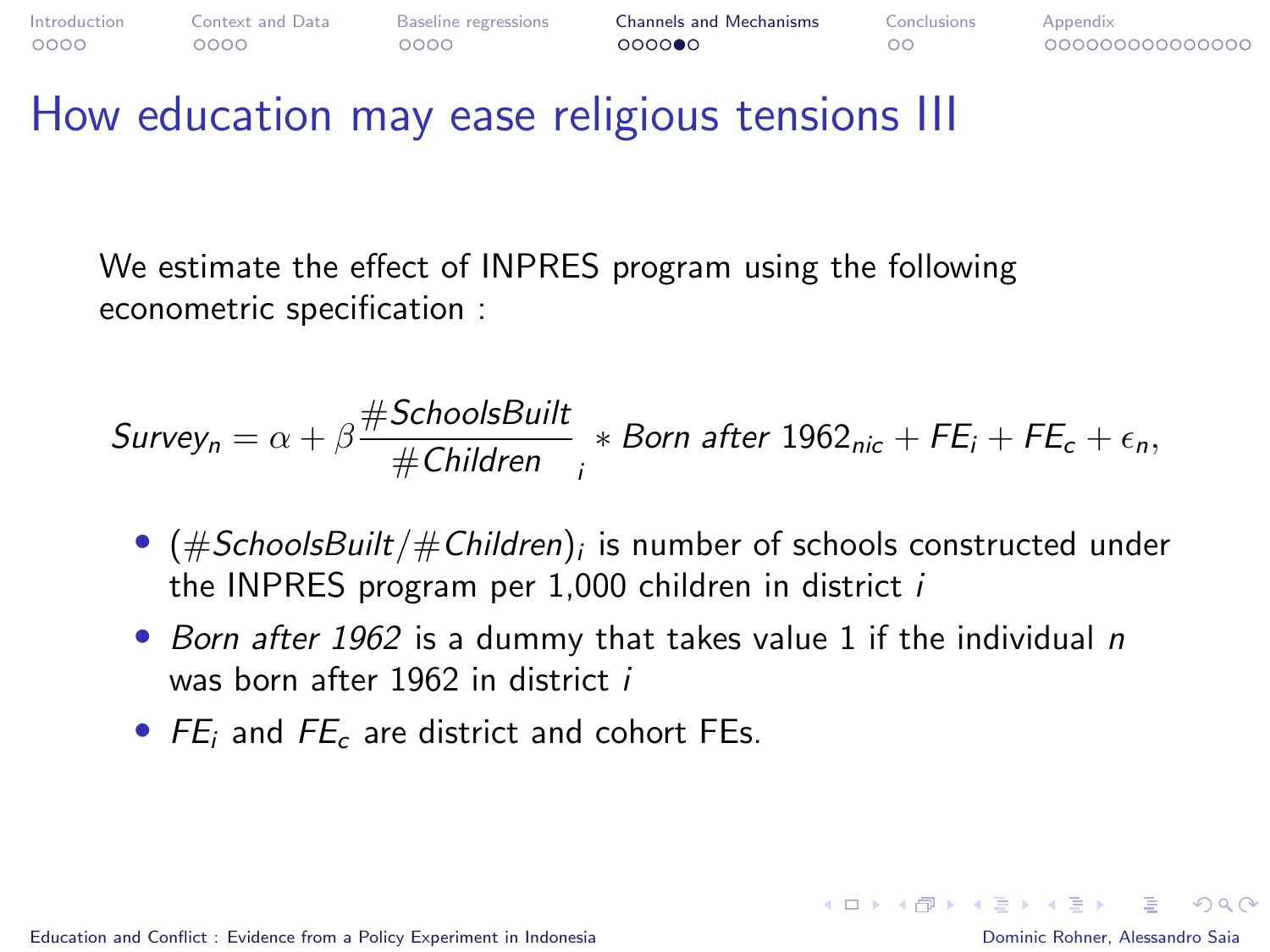# How education may ease religious tensions III

We estimate the effect of INPRES program using the following econometric specification :

$$Survey_n = \alpha + \beta \frac{\#SchoolsBuilt}{\#Children}_i * Born\ after\ 1962_{nic} + FE_i + FE_c + \epsilon_n,$$

- $(\#SchoolsBuilt/\#Children)_i$ is number of schools constructed under the INPRES program per 1,000 children in district $i$
- *Born after 1962* is a dummy that takes value 1 if the individual $n$ was born after 1962 in district $i$
- $FE_i$ and $FE_c$ are district and cohort FEs.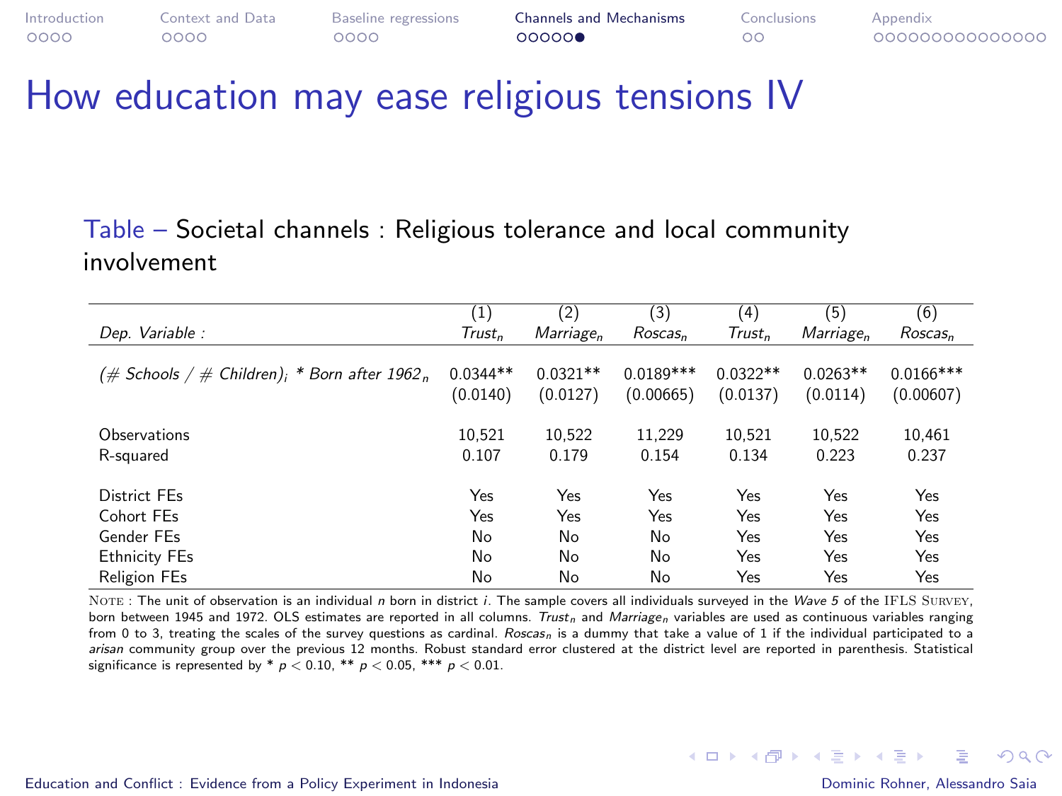# How education may ease religious tensions IV

Table – Societal channels : Religious tolerance and local community involvement

| *Dep. Variable :* | (1) $Trust_n$ | (2) $Marriage_n$ | (3) $Roscas_n$ | (4) $Trust_n$ | (5) $Marriage_n$ | (6) $Roscas_n$ |
|---|---|---|---|---|---|---|
| *(# Schools / # Children)$_i$ * Born after 1962$_n$* | 0.0344** | 0.0321** | 0.0189*** | 0.0322** | 0.0263** | 0.0166*** |
| | (0.0140) | (0.0127) | (0.00665) | (0.0137) | (0.0114) | (0.00607) |
| Observations | 10,521 | 10,522 | 11,229 | 10,521 | 10,522 | 10,461 |
| R-squared | 0.107 | 0.179 | 0.154 | 0.134 | 0.223 | 0.237 |
| District FEs | Yes | Yes | Yes | Yes | Yes | Yes |
| Cohort FEs | Yes | Yes | Yes | Yes | Yes | Yes |
| Gender FEs | No | No | No | Yes | Yes | Yes |
| Ethnicity FEs | No | No | No | Yes | Yes | Yes |
| Religion FEs | No | No | No | Yes | Yes | Yes |

NOTE : The unit of observation is an individual $n$ born in district $i$. The sample covers all individuals surveyed in the *Wave 5* of the IFLS SURVEY, born between 1945 and 1972. OLS estimates are reported in all columns. $Trust_n$ and $Marriage_n$ variables are used as continuous variables ranging from 0 to 3, treating the scales of the survey questions as cardinal. $Roscas_n$ is a dummy that take a value of 1 if the individual participated to a *arisan* community group over the previous 12 months. Robust standard error clustered at the district level are reported in parenthesis. Statistical significance is represented by * $p < 0.10$, ** $p < 0.05$, *** $p < 0.01$.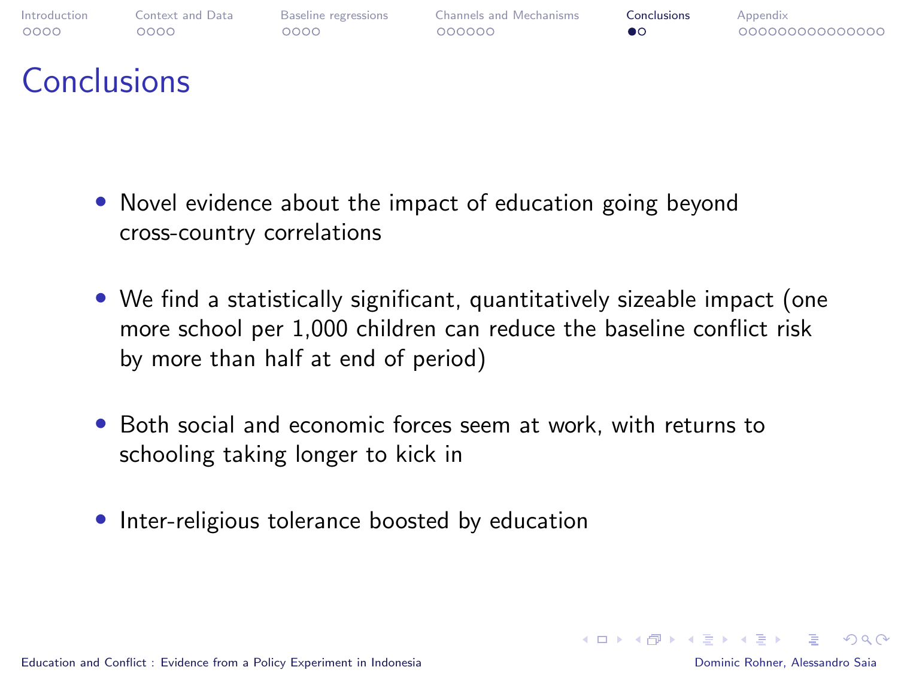# Conclusions

- Novel evidence about the impact of education going beyond cross-country correlations
- We find a statistically significant, quantitatively sizeable impact (one more school per 1,000 children can reduce the baseline conflict risk by more than half at end of period)
- Both social and economic forces seem at work, with returns to schooling taking longer to kick in
- Inter-religious tolerance boosted by education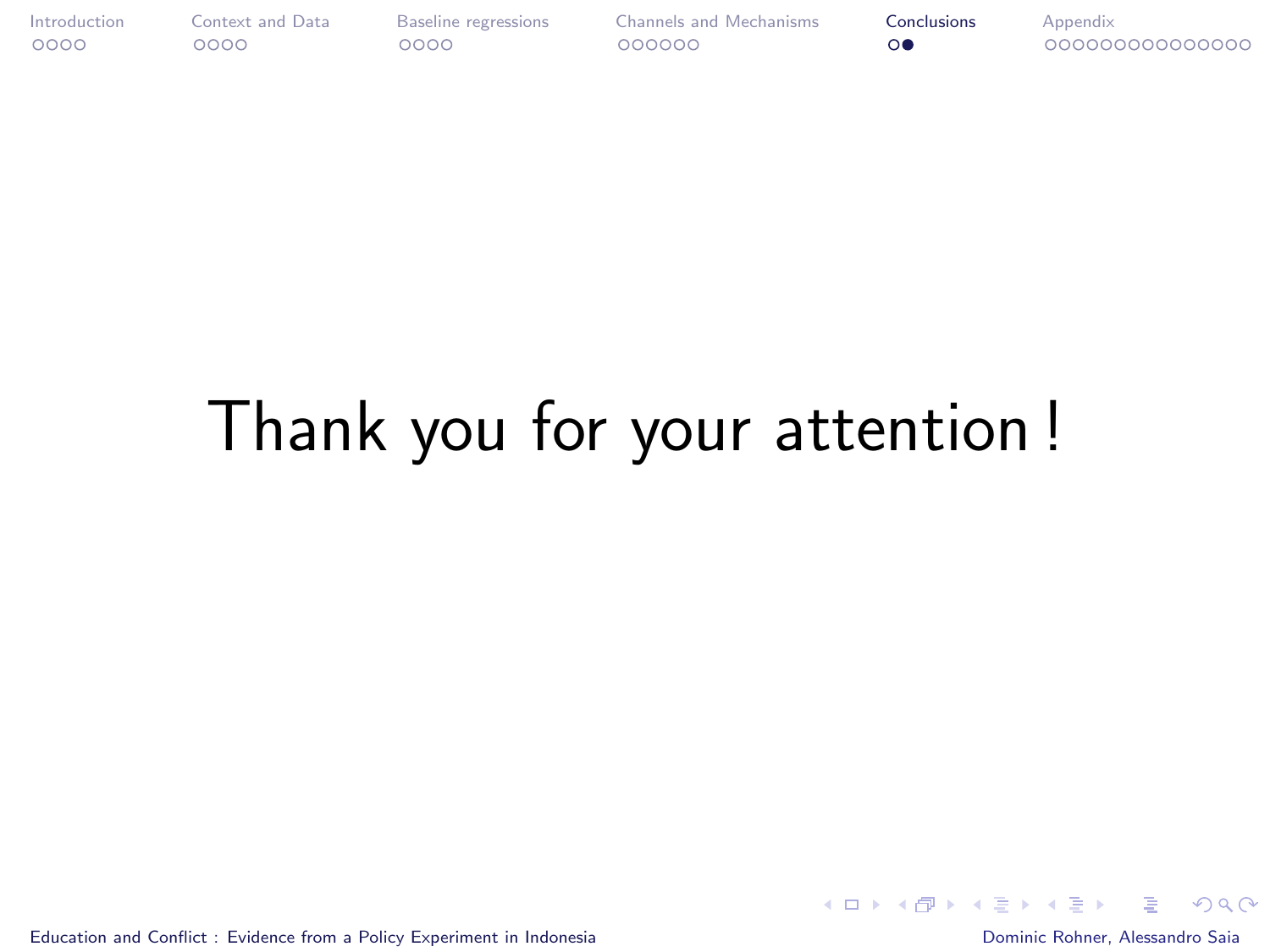Thank you for your attention !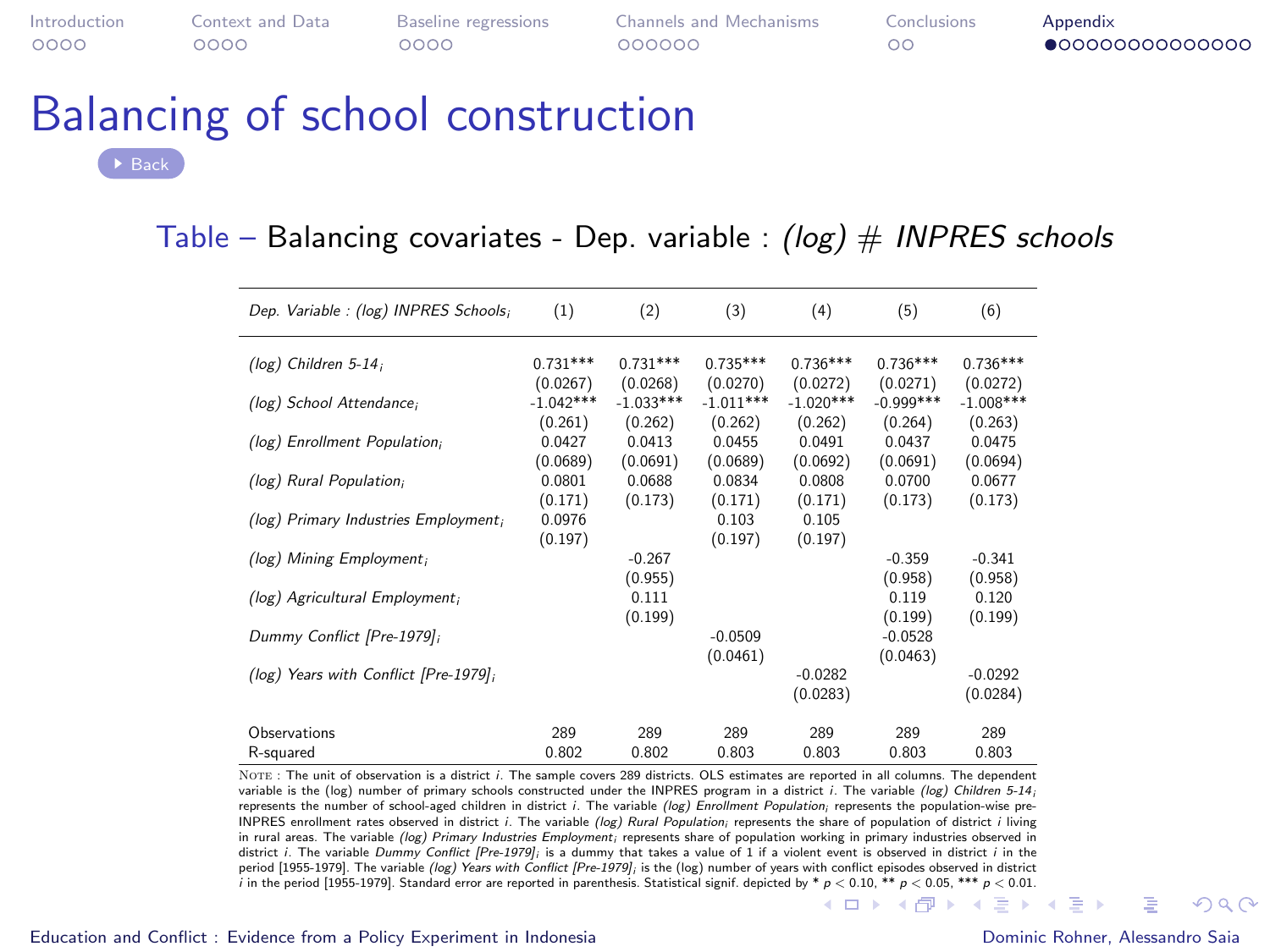# Balancing of school construction

Back

Table – Balancing covariates - Dep. variable : *(log) # INPRES schools*

| *Dep. Variable : (log) INPRES Schools$_i$* | (1) | (2) | (3) | (4) | (5) | (6) |
|---|---|---|---|---|---|---|
| *(log) Children 5-14$_i$* | 0.731*** | 0.731*** | 0.735*** | 0.736*** | 0.736*** | 0.736*** |
| | (0.0267) | (0.0268) | (0.0270) | (0.0272) | (0.0271) | (0.0272) |
| *(log) School Attendance$_i$* | -1.042*** | -1.033*** | -1.011*** | -1.020*** | -0.999*** | -1.008*** |
| | (0.261) | (0.262) | (0.262) | (0.262) | (0.264) | (0.263) |
| *(log) Enrollment Population$_i$* | 0.0427 | 0.0413 | 0.0455 | 0.0491 | 0.0437 | 0.0475 |
| | (0.0689) | (0.0691) | (0.0689) | (0.0692) | (0.0691) | (0.0694) |
| *(log) Rural Population$_i$* | 0.0801 | 0.0688 | 0.0834 | 0.0808 | 0.0700 | 0.0677 |
| | (0.171) | (0.173) | (0.171) | (0.171) | (0.173) | (0.173) |
| *(log) Primary Industries Employment$_i$* | 0.0976 | | 0.103 | 0.105 | | |
| | (0.197) | | (0.197) | (0.197) | | |
| *(log) Mining Employment$_i$* | | -0.267 | | | -0.359 | -0.341 |
| | | (0.955) | | | (0.958) | (0.958) |
| *(log) Agricultural Employment$_i$* | | 0.111 | | | 0.119 | 0.120 |
| | | (0.199) | | | (0.199) | (0.199) |
| *Dummy Conflict [Pre-1979]$_i$* | | | -0.0509 | | -0.0528 | |
| | | | (0.0461) | | (0.0463) | |
| *(log) Years with Conflict [Pre-1979]$_i$* | | | | -0.0282 | | -0.0292 |
| | | | | (0.0283) | | (0.0284) |
| Observations | 289 | 289 | 289 | 289 | 289 | 289 |
| R-squared | 0.802 | 0.802 | 0.803 | 0.803 | 0.803 | 0.803 |

NOTE : The unit of observation is a district $i$. The sample covers 289 districts. OLS estimates are reported in all columns. The dependent variable is the (log) number of primary schools constructed under the INPRES program in a district $i$. The variable *(log) Children 5-14$_i$* represents the number of school-aged children in district $i$. The variable *(log) Enrollment Population$_i$* represents the population-wise pre-INPRES enrollment rates observed in district $i$. The variable *(log) Rural Population$_i$* represents the share of population of district $i$ living in rural areas. The variable *(log) Primary Industries Employment$_i$* represents share of population working in primary industries observed in district $i$. The variable *Dummy Conflict [Pre-1979]$_i$* is a dummy that takes a value of 1 if a violent event is observed in district $i$ in the period [1955-1979]. The variable *(log) Years with Conflict [Pre-1979]$_i$* is the (log) number of years with conflict episodes observed in district $i$ in the period [1955-1979]. Standard error are reported in parenthesis. Statistical signif. depicted by * $p < 0.10$, ** $p < 0.05$, *** $p < 0.01$.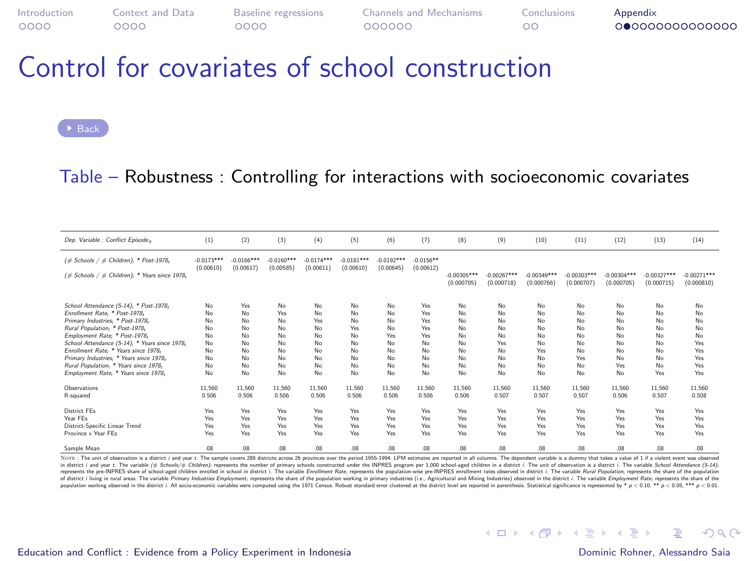# Control for covariates of school construction

Back

Table – Robustness : Controlling for interactions with socioeconomic covariates

| *Dep. Variable : Conflict Episode$_{it}$* | (1) | (2) | (3) | (4) | (5) | (6) | (7) | (8) | (9) | (10) | (11) | (12) | (13) | (14) |
|---|---|---|---|---|---|---|---|---|---|---|---|---|---|---|
| *(# Schools / # Children)$_i$ * Post-1978$_t$* | -0.0173*** | -0.0166*** | -0.0160*** | -0.0174*** | -0.0181*** | -0.0192*** | -0.0156** | | | | | | | |
| | (0.00610) | (0.00617) | (0.00585) | (0.00611) | (0.00610) | (0.00645) | (0.00612) | | | | | | | |
| *(# Schools / # Children)$_i$ * Years since 1978$_t$* | | | | | | | | -0.00305*** | -0.00267*** | -0.00349*** | -0.00303*** | -0.00304*** | -0.00327*** | -0.00271*** |
| | | | | | | | | (0.000705) | (0.000718) | (0.000766) | (0.000707) | (0.000705) | (0.000715) | (0.000810) |
| *School Attendance (5-14)$_i$ * Post-1978$_t$* | No | Yes | No | No | No | No | Yes | No | No | No | No | No | No | No |
| *Enrollment Rate$_i$ * Post-1978$_t$* | No | No | Yes | No | No | No | Yes | No | No | No | No | No | No | No |
| *Primary Industries$_i$ * Post-1978$_t$* | No | No | No | Yes | No | No | Yes | No | No | No | No | No | No | No |
| *Rural Population$_i$ * Post-1978$_t$* | No | No | No | No | Yes | No | Yes | No | No | No | No | No | No | No |
| *Employment Rate$_i$ * Post-1978$_t$* | No | No | No | No | No | Yes | Yes | No | No | No | No | No | No | No |
| *School Attendance (5-14)$_i$ * Years since 1978$_t$* | No | No | No | No | No | No | No | No | Yes | No | No | No | No | Yes |
| *Enrollment Rate$_i$ * Years since 1978$_t$* | No | No | No | No | No | No | No | No | No | Yes | No | No | No | Yes |
| *Primary Industries$_i$ * Years since 1978$_t$* | No | No | No | No | No | No | No | No | No | No | Yes | No | No | Yes |
| *Rural Population$_i$ * Years since 1978$_t$* | No | No | No | No | No | No | No | No | No | No | No | Yes | No | Yes |
| *Employment Rate$_i$ * Years since 1978$_t$* | No | No | No | No | No | No | No | No | No | No | No | No | Yes | Yes |
| Observations | 11,560 | 11,560 | 11,560 | 11,560 | 11,560 | 11,560 | 11,560 | 11,560 | 11,560 | 11,560 | 11,560 | 11,560 | 11,560 | 11,560 |
| R-squared | 0.506 | 0.506 | 0.506 | 0.506 | 0.506 | 0.506 | 0.506 | 0.506 | 0.507 | 0.507 | 0.507 | 0.506 | 0.507 | 0.508 |
| District FEs | Yes | Yes | Yes | Yes | Yes | Yes | Yes | Yes | Yes | Yes | Yes | Yes | Yes | Yes |
| Year FEs | Yes | Yes | Yes | Yes | Yes | Yes | Yes | Yes | Yes | Yes | Yes | Yes | Yes | Yes |
| District-Specific Linear Trend | Yes | Yes | Yes | Yes | Yes | Yes | Yes | Yes | Yes | Yes | Yes | Yes | Yes | Yes |
| Province x Year FEs | Yes | Yes | Yes | Yes | Yes | Yes | Yes | Yes | Yes | Yes | Yes | Yes | Yes | Yes |
| Sample Mean | .08 | .08 | .08 | .08 | .08 | .08 | .08 | .08 | .08 | .08 | .08 | .08 | .08 | .08 |

NOTE : The unit of observation is a district $i$ and year $t$. The sample covers 289 districts across 26 provinces over the period 1955-1994. LPM estimates are reported in all columns. The dependent variable is a dummy that takes a value of 1 if a violent event was observed in district $i$ and year $t$. The variable *(# Schools/# Children)$_i$* represents the number of primary schools constructed under the INPRES program per 1,000 school-aged children in a district $i$. The unit of observation is a district $i$. The variable *School Attendance (5-14)$_i$* represents the pre-INPRES share of school-aged children enrolled in school in district $i$. The variable *Enrollment Rate$_i$* represents the population-wise pre-INPRES enrollment rates observed in district $i$. The variable *Rural Population$_i$* represents the share of the population of district $i$ living in rural areas. The variable *Primary Industries Employment$_i$* represents the share of the population working in primary industries (i.e., Agricultural and Mining Industries) observed in the district $i$. The variable *Employment Rate$_i$* represents the share of the population working observed in the district $i$. All socio-economic variables were computed using the 1971 Census. Robust standard error clustered at the district level are reported in parenthesis. Statistical significance is represented by * $p < 0.10$, ** $p < 0.05$, *** $p < 0.01$.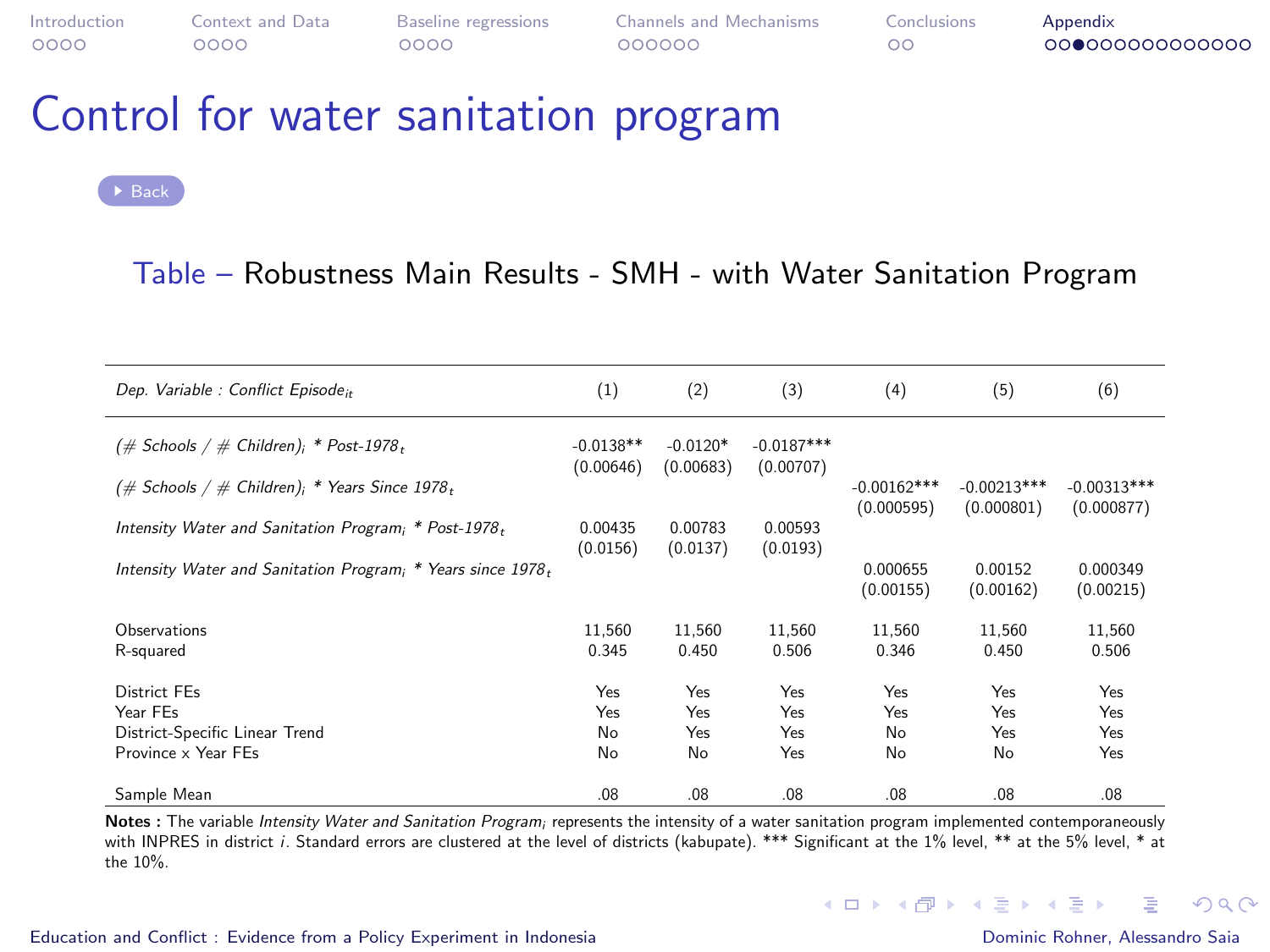# Control for water sanitation program

Back

Table – Robustness Main Results - SMH - with Water Sanitation Program

| *Dep. Variable : Conflict Episode$_{it}$* | (1) | (2) | (3) | (4) | (5) | (6) |
|---|---|---|---|---|---|---|
| *(# Schools / # Children)$_i$ * Post-1978$_t$* | -0.0138** | -0.0120* | -0.0187*** | | | |
| | (0.00646) | (0.00683) | (0.00707) | | | |
| *(# Schools / # Children)$_i$ * Years Since 1978$_t$* | | | | -0.00162*** | -0.00213*** | -0.00313*** |
| | | | | (0.000595) | (0.000801) | (0.000877) |
| *Intensity Water and Sanitation Program$_i$ * Post-1978$_t$* | 0.00435 | 0.00783 | 0.00593 | | | |
| | (0.0156) | (0.0137) | (0.0193) | | | |
| *Intensity Water and Sanitation Program$_i$ * Years since 1978$_t$* | | | | 0.000655 | 0.00152 | 0.000349 |
| | | | | (0.00155) | (0.00162) | (0.00215) |
| Observations | 11,560 | 11,560 | 11,560 | 11,560 | 11,560 | 11,560 |
| R-squared | 0.345 | 0.450 | 0.506 | 0.346 | 0.450 | 0.506 |
| District FEs | Yes | Yes | Yes | Yes | Yes | Yes |
| Year FEs | Yes | Yes | Yes | Yes | Yes | Yes |
| District-Specific Linear Trend | No | Yes | Yes | No | Yes | Yes |
| Province x Year FEs | No | No | Yes | No | No | Yes |
| Sample Mean | .08 | .08 | .08 | .08 | .08 | .08 |

**Notes :** The variable *Intensity Water and Sanitation Program$_i$* represents the intensity of a water sanitation program implemented contemporaneously with INPRES in district *i*. Standard errors are clustered at the level of districts (kabupate). *** Significant at the 1% level, ** at the 5% level, * at the 10%.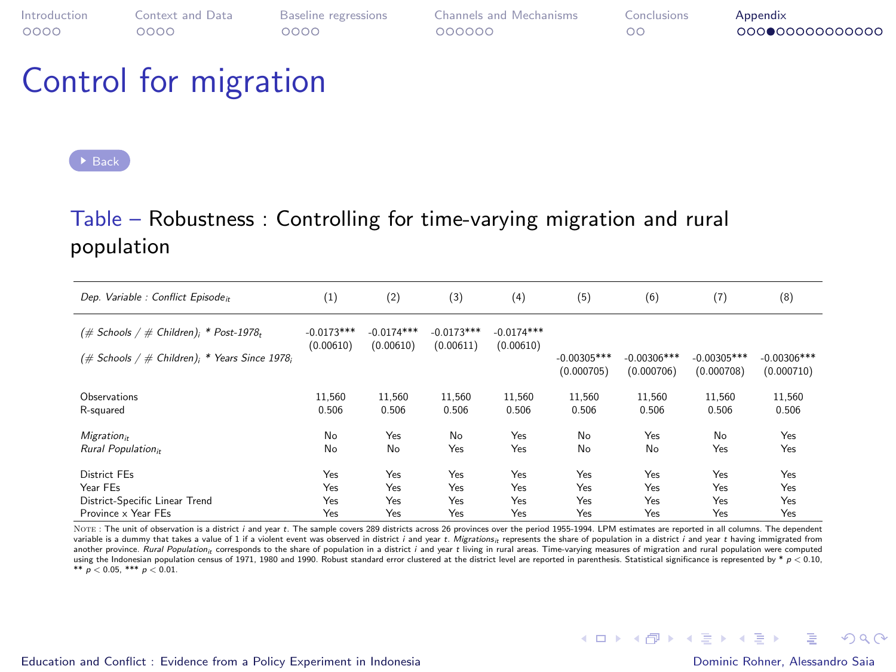# Control for migration

Back

Table – Robustness : Controlling for time-varying migration and rural population

| *Dep. Variable : Conflict Episode$_{it}$* | (1) | (2) | (3) | (4) | (5) | (6) | (7) | (8) |
|---|---|---|---|---|---|---|---|---|
| *(# Schools / # Children)$_i$ * Post-1978$_t$* | -0.0173*** | -0.0174*** | -0.0173*** | -0.0174*** | | | | |
| | (0.00610) | (0.00610) | (0.00611) | (0.00610) | | | | |
| *(# Schools / # Children)$_i$ * Years Since 1978$_t$* | | | | | -0.00305*** | -0.00306*** | -0.00305*** | -0.00306*** |
| | | | | | (0.000705) | (0.000706) | (0.000708) | (0.000710) |
| Observations | 11,560 | 11,560 | 11,560 | 11,560 | 11,560 | 11,560 | 11,560 | 11,560 |
| R-squared | 0.506 | 0.506 | 0.506 | 0.506 | 0.506 | 0.506 | 0.506 | 0.506 |
| *Migration$_{it}$* | No | Yes | No | Yes | No | Yes | No | Yes |
| *Rural Population$_{it}$* | No | No | Yes | Yes | No | No | Yes | Yes |
| District FEs | Yes | Yes | Yes | Yes | Yes | Yes | Yes | Yes |
| Year FEs | Yes | Yes | Yes | Yes | Yes | Yes | Yes | Yes |
| District-Specific Linear Trend | Yes | Yes | Yes | Yes | Yes | Yes | Yes | Yes |
| Province x Year FEs | Yes | Yes | Yes | Yes | Yes | Yes | Yes | Yes |

NOTE : The unit of observation is a district $i$ and year $t$. The sample covers 289 districts across 26 provinces over the period 1955-1994. LPM estimates are reported in all columns. The dependent variable is a dummy that takes a value of 1 if a violent event was observed in district $i$ and year $t$. *Migrations$_{it}$* represents the share of population in a district $i$ and year $t$ having immigrated from another province. *Rural Population$_{it}$* corresponds to the share of population in a district $i$ and year $t$ living in rural areas. Time-varying measures of migration and rural population were computed using the Indonesian population census of 1971, 1980 and 1990. Robust standard error clustered at the district level are reported in parenthesis. Statistical significance is represented by * $p < 0.10$, ** $p < 0.05$, *** $p < 0.01$.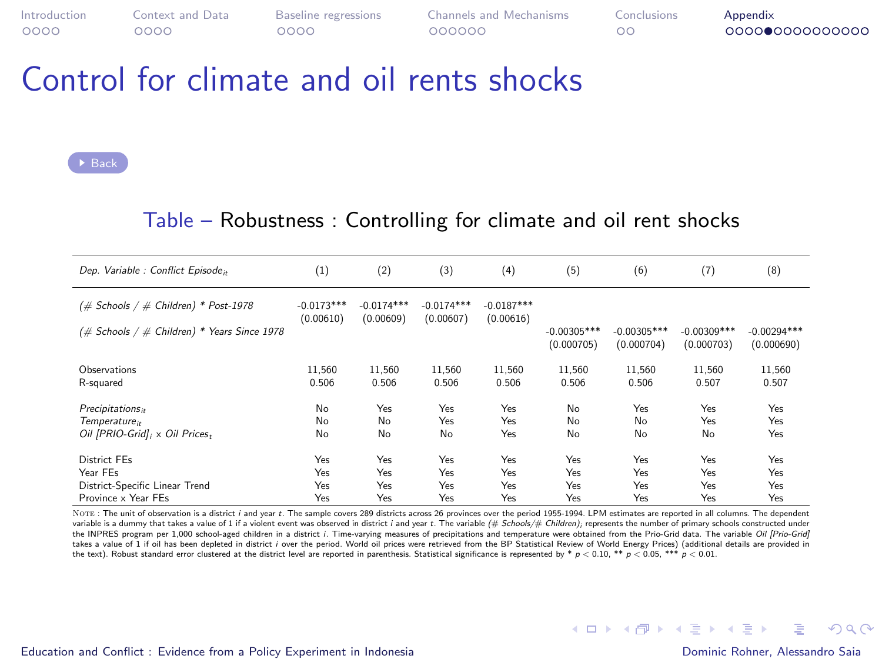# Control for climate and oil rents shocks

Back

Table – Robustness : Controlling for climate and oil rent shocks

| *Dep. Variable : Conflict Episode$_{it}$* | (1) | (2) | (3) | (4) | (5) | (6) | (7) | (8) |
|---|---|---|---|---|---|---|---|---|
| *(# Schools / # Children) * Post-1978* | -0.0173*** | -0.0174*** | -0.0174*** | -0.0187*** | | | | |
| | (0.00610) | (0.00609) | (0.00607) | (0.00616) | | | | |
| *(# Schools / # Children) * Years Since 1978* | | | | | -0.00305*** | -0.00305*** | -0.00309*** | -0.00294*** |
| | | | | | (0.000705) | (0.000704) | (0.000703) | (0.000690) |
| Observations | 11,560 | 11,560 | 11,560 | 11,560 | 11,560 | 11,560 | 11,560 | 11,560 |
| R-squared | 0.506 | 0.506 | 0.506 | 0.506 | 0.506 | 0.506 | 0.507 | 0.507 |
| *Precipitations$_{it}$* | No | Yes | Yes | Yes | No | Yes | Yes | Yes |
| *Temperature$_{it}$* | No | No | Yes | Yes | No | No | Yes | Yes |
| *Oil [PRIO-Grid]$_i$ × Oil Prices$_t$* | No | No | No | Yes | No | No | No | Yes |
| District FEs | Yes | Yes | Yes | Yes | Yes | Yes | Yes | Yes |
| Year FEs | Yes | Yes | Yes | Yes | Yes | Yes | Yes | Yes |
| District-Specific Linear Trend | Yes | Yes | Yes | Yes | Yes | Yes | Yes | Yes |
| Province x Year FEs | Yes | Yes | Yes | Yes | Yes | Yes | Yes | Yes |

NOTE : The unit of observation is a district $i$ and year $t$. The sample covers 289 districts across 26 provinces over the period 1955-1994. LPM estimates are reported in all columns. The dependent variable is a dummy that takes a value of 1 if a violent event was observed in district $i$ and year $t$. The variable *(# Schools/# Children)$_i$* represents the number of primary schools constructed under the INPRES program per 1,000 school-aged children in a district $i$. Time-varying measures of precipitations and temperature were obtained from the Prio-Grid data. The variable *Oil [Prio-Grid]* takes a value of 1 if oil has been depleted in district $i$ over the period. World oil prices were retrieved from the BP Statistical Review of World Energy Prices) (additional details are provided in the text). Robust standard error clustered at the district level are reported in parenthesis. Statistical significance is represented by * $p < 0.10$, ** $p < 0.05$, *** $p < 0.01$.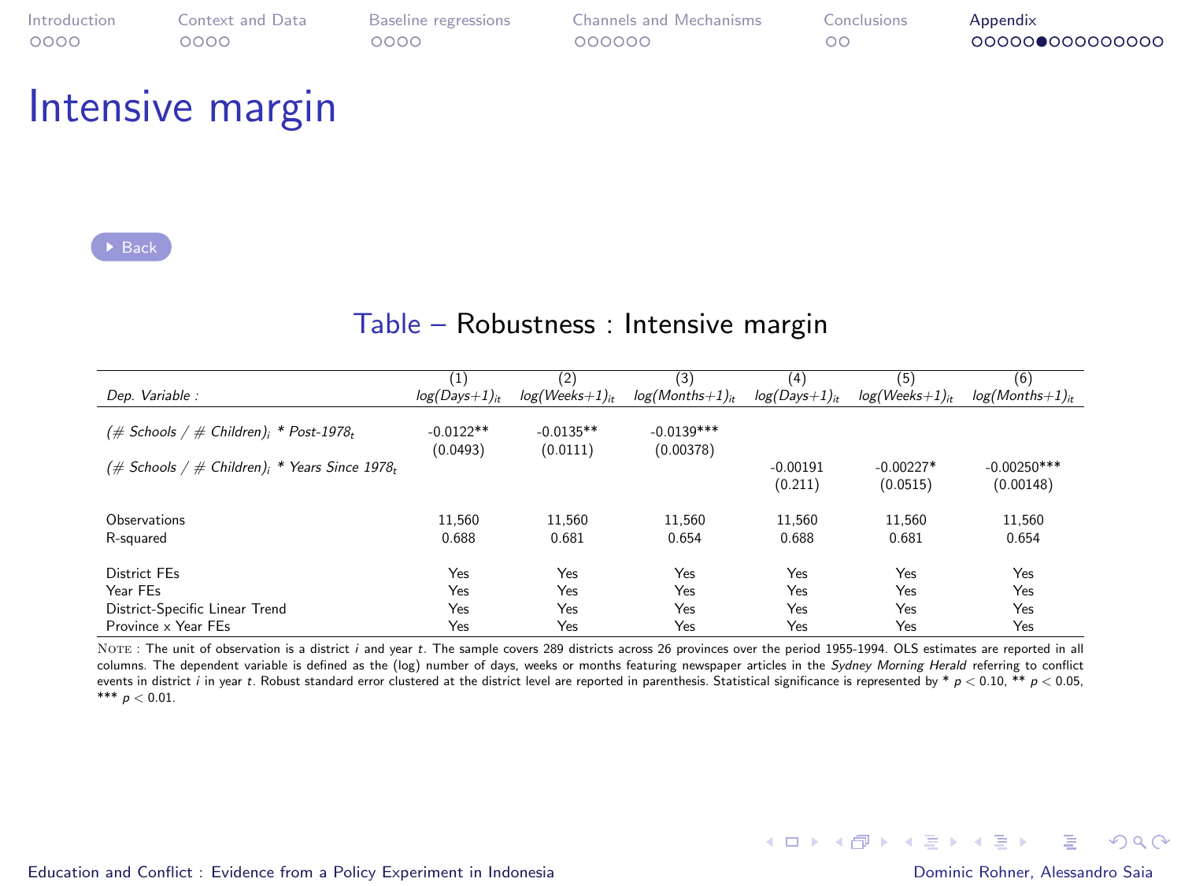# Intensive margin

Back

Table – Robustness : Intensive margin

| | (1) | (2) | (3) | (4) | (5) | (6) |
|---|---|---|---|---|---|---|
| *Dep. Variable :* | *log(Days+1)$_{it}$* | *log(Weeks+1)$_{it}$* | *log(Months+1)$_{it}$* | *log(Days+1)$_{it}$* | *log(Weeks+1)$_{it}$* | *log(Months+1)$_{it}$* |
| *(# Schools / # Children)$_i$ * Post-1978$_t$* | -0.0122** | -0.0135** | -0.0139*** | | | |
| | (0.0493) | (0.0111) | (0.00378) | | | |
| *(# Schools / # Children)$_i$ * Years Since 1978$_t$* | | | | -0.00191 | -0.00227* | -0.00250*** |
| | | | | (0.211) | (0.0515) | (0.00148) |
| Observations | 11,560 | 11,560 | 11,560 | 11,560 | 11,560 | 11,560 |
| R-squared | 0.688 | 0.681 | 0.654 | 0.688 | 0.681 | 0.654 |
| District FEs | Yes | Yes | Yes | Yes | Yes | Yes |
| Year FEs | Yes | Yes | Yes | Yes | Yes | Yes |
| District-Specific Linear Trend | Yes | Yes | Yes | Yes | Yes | Yes |
| Province x Year FEs | Yes | Yes | Yes | Yes | Yes | Yes |

NOTE : The unit of observation is a district $i$ and year $t$. The sample covers 289 districts across 26 provinces over the period 1955-1994. OLS estimates are reported in all columns. The dependent variable is defined as the (log) number of days, weeks or months featuring newspaper articles in the *Sydney Morning Herald* referring to conflict events in district $i$ in year $t$. Robust standard error clustered at the district level are reported in parenthesis. Statistical significance is represented by * $p < 0.10$, ** $p < 0.05$, *** $p < 0.01$.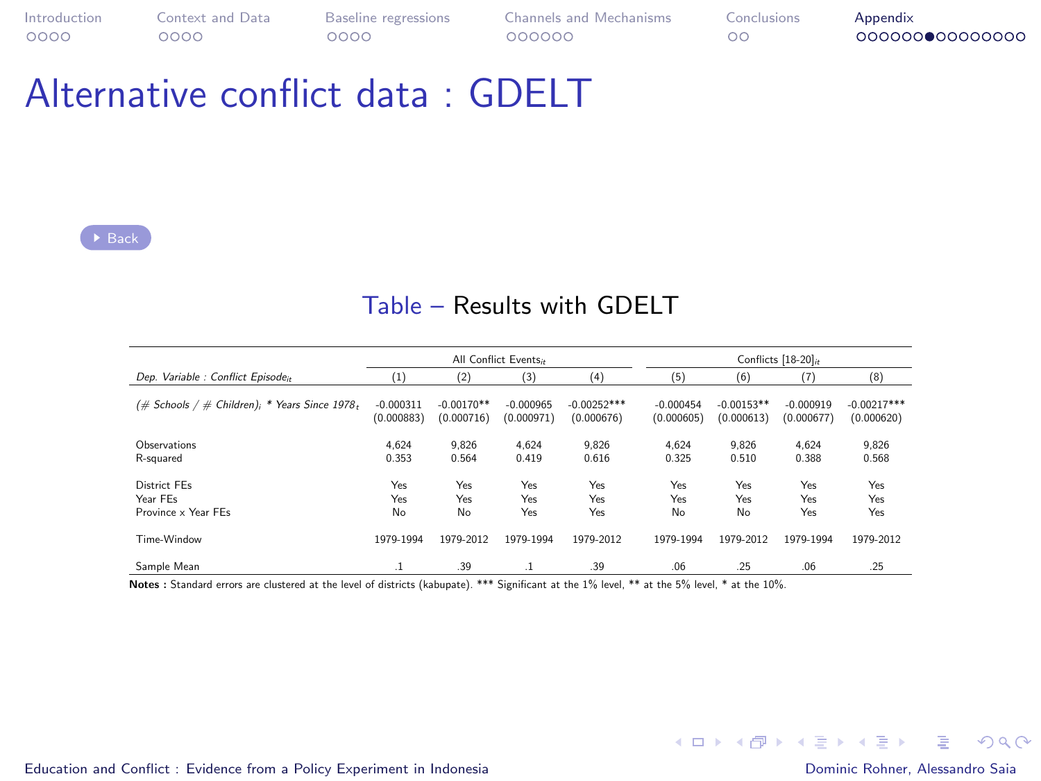# Alternative conflict data : GDELT

Back

Table – Results with GDELT

| Dep. Variable : Conflict Episode$_{it}$ | All Conflict Events$_{it}$ | | | | Conflicts [18-20]$_{it}$ | | | |
|---|---|---|---|---|---|---|---|---|
| | (1) | (2) | (3) | (4) | (5) | (6) | (7) | (8) |
| (# Schools / # Children)$_i$ * Years Since 1978$_t$ | -0.000311 | -0.00170** | -0.000965 | -0.00252*** | -0.000454 | -0.00153** | -0.000919 | -0.00217*** |
| | (0.000883) | (0.000716) | (0.000971) | (0.000676) | (0.000605) | (0.000613) | (0.000677) | (0.000620) |
| Observations | 4,624 | 9,826 | 4,624 | 9,826 | 4,624 | 9,826 | 4,624 | 9,826 |
| R-squared | 0.353 | 0.564 | 0.419 | 0.616 | 0.325 | 0.510 | 0.388 | 0.568 |
| District FEs | Yes | Yes | Yes | Yes | Yes | Yes | Yes | Yes |
| Year FEs | Yes | Yes | Yes | Yes | Yes | Yes | Yes | Yes |
| Province x Year FEs | No | No | Yes | Yes | No | No | Yes | Yes |
| Time-Window | 1979-1994 | 1979-2012 | 1979-1994 | 1979-2012 | 1979-1994 | 1979-2012 | 1979-1994 | 1979-2012 |
| Sample Mean | .1 | .39 | .1 | .39 | .06 | .25 | .06 | .25 |

**Notes :** Standard errors are clustered at the level of districts (kabupate). *** Significant at the 1% level, ** at the 5% level, * at the 10%.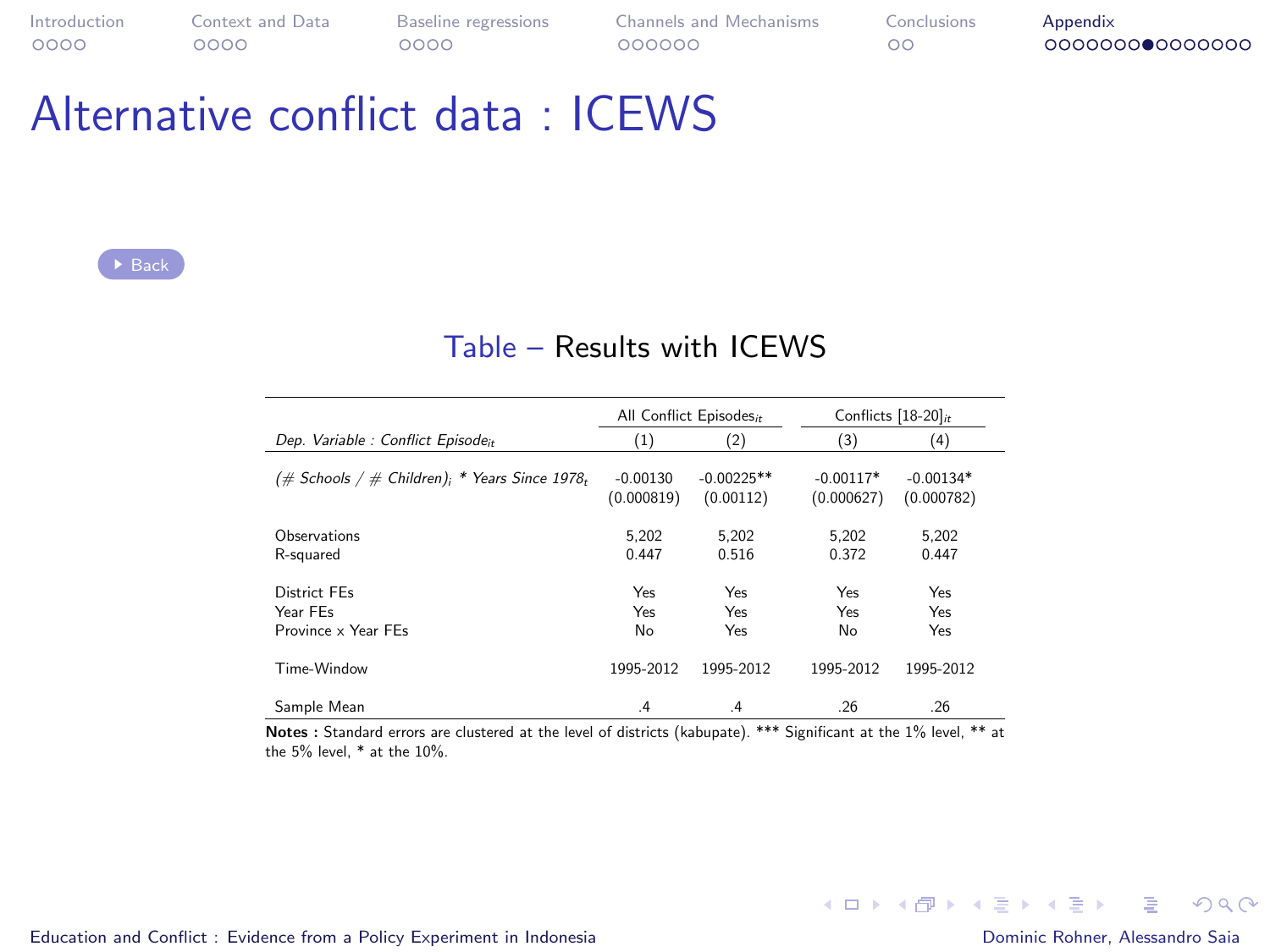# Alternative conflict data : ICEWS

Back

Table – Results with ICEWS

| | All Conflict Episodes$_{it}$ | | Conflicts [18-20]$_{it}$ | |
|---|---|---|---|---|
| *Dep. Variable : Conflict Episode$_{it}$* | (1) | (2) | (3) | (4) |
| *(# Schools / # Children)$_i$ * Years Since 1978$_t$* | -0.00130 | -0.00225** | -0.00117* | -0.00134* |
| | (0.000819) | (0.00112) | (0.000627) | (0.000782) |
| Observations | 5,202 | 5,202 | 5,202 | 5,202 |
| R-squared | 0.447 | 0.516 | 0.372 | 0.447 |
| District FEs | Yes | Yes | Yes | Yes |
| Year FEs | Yes | Yes | Yes | Yes |
| Province x Year FEs | No | Yes | No | Yes |
| Time-Window | 1995-2012 | 1995-2012 | 1995-2012 | 1995-2012 |
| Sample Mean | .4 | .4 | .26 | .26 |

**Notes :** Standard errors are clustered at the level of districts (kabupate). *** Significant at the 1% level, ** at the 5% level, * at the 10%.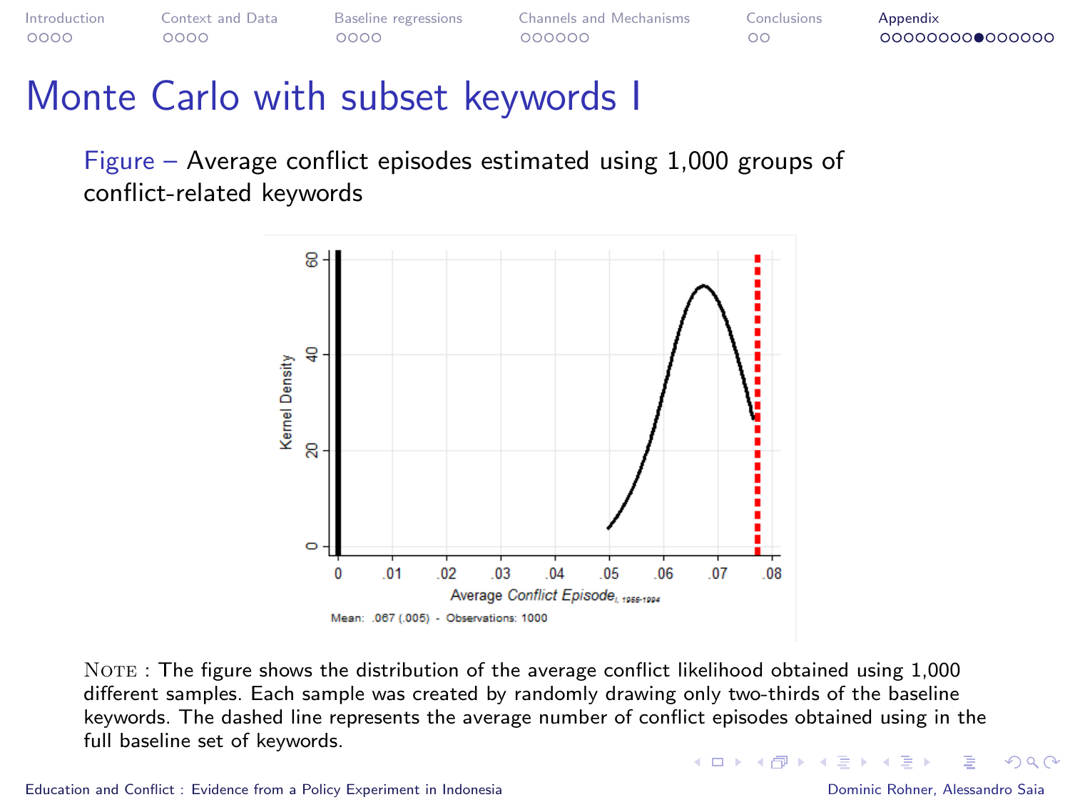# Monte Carlo with subset keywords I

Figure – Average conflict episodes estimated using 1,000 groups of conflict-related keywords

Mean: .067 (.005) - Observations: 1000

NOTE : The figure shows the distribution of the average conflict likelihood obtained using 1,000 different samples. Each sample was created by randomly drawing only two-thirds of the baseline keywords. The dashed line represents the average number of conflict episodes obtained using in the full baseline set of keywords.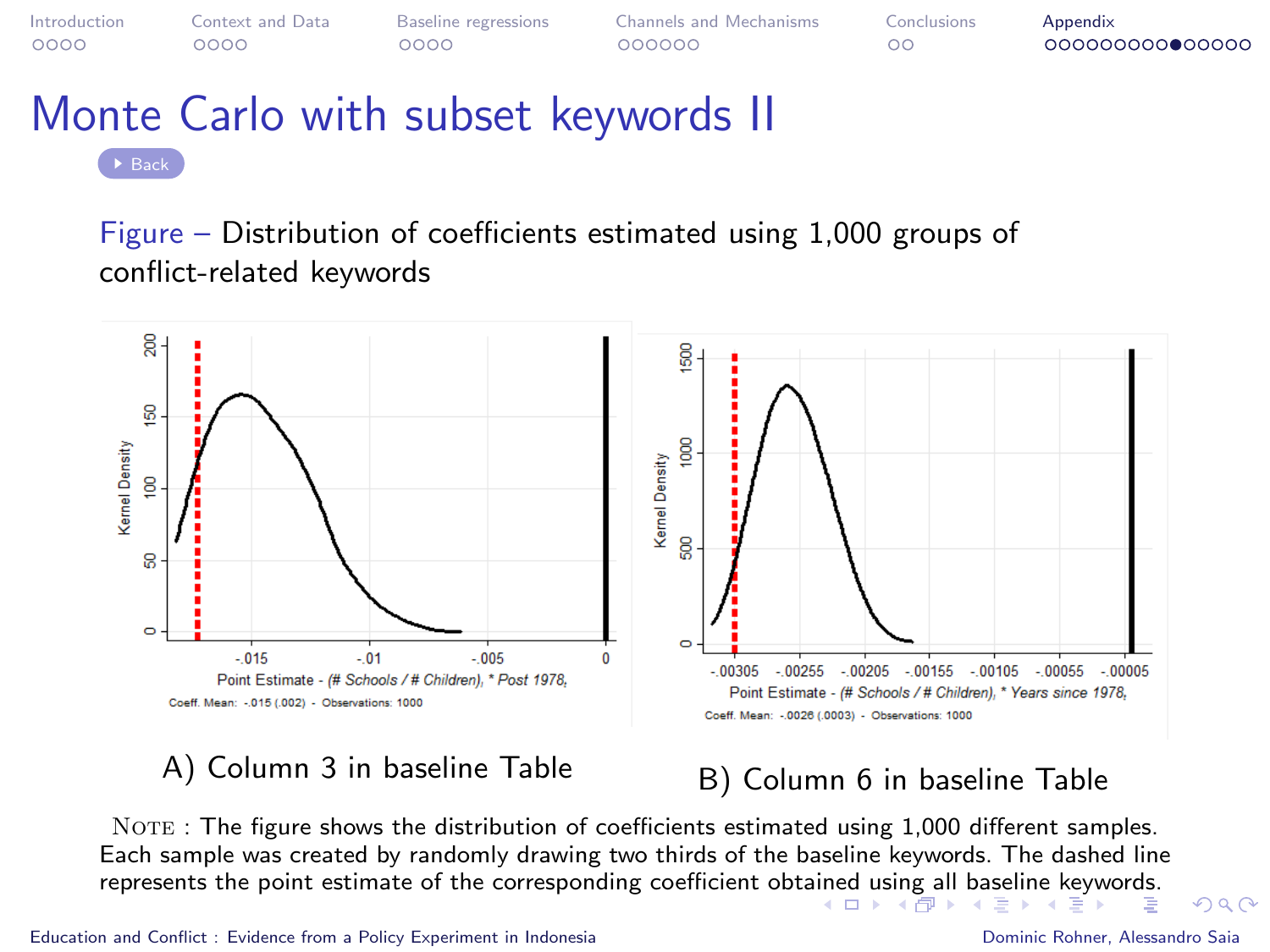# Monte Carlo with subset keywords II

Back

Figure – Distribution of coefficients estimated using 1,000 groups of conflict-related keywords

A) Column 3 in baseline Table

B) Column 6 in baseline Table

NOTE : The figure shows the distribution of coefficients estimated using 1,000 different samples. Each sample was created by randomly drawing two thirds of the baseline keywords. The dashed line represents the point estimate of the corresponding coefficient obtained using all baseline keywords.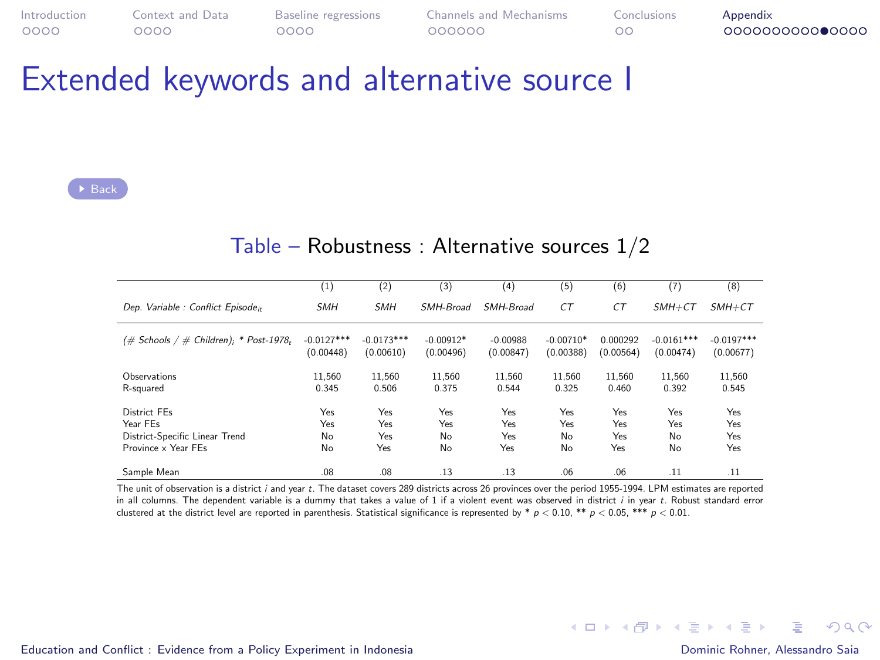# Extended keywords and alternative source I

Back

Table – Robustness : Alternative sources 1/2

| | (1) | (2) | (3) | (4) | (5) | (6) | (7) | (8) |
|---|---|---|---|---|---|---|---|---|
| *Dep. Variable : Conflict Episode$_{it}$* | *SMH* | *SMH* | *SMH-Broad* | *SMH-Broad* | *CT* | *CT* | *SMH+CT* | *SMH+CT* |
| *(# Schools / # Children)$_i$ * Post-1978$_t$* | -0.0127*** | -0.0173*** | -0.00912* | -0.00988 | -0.00710* | 0.000292 | -0.0161*** | -0.0197*** |
| | (0.00448) | (0.00610) | (0.00496) | (0.00847) | (0.00388) | (0.00564) | (0.00474) | (0.00677) |
| Observations | 11,560 | 11,560 | 11,560 | 11,560 | 11,560 | 11,560 | 11,560 | 11,560 |
| R-squared | 0.345 | 0.506 | 0.375 | 0.544 | 0.325 | 0.460 | 0.392 | 0.545 |
| District FEs | Yes | Yes | Yes | Yes | Yes | Yes | Yes | Yes |
| Year FEs | Yes | Yes | Yes | Yes | Yes | Yes | Yes | Yes |
| District-Specific Linear Trend | No | Yes | No | Yes | No | Yes | No | Yes |
| Province x Year FEs | No | Yes | No | Yes | No | Yes | No | Yes |
| Sample Mean | .08 | .08 | .13 | .13 | .06 | .06 | .11 | .11 |

The unit of observation is a district $i$ and year $t$. The dataset covers 289 districts across 26 provinces over the period 1955-1994. LPM estimates are reported in all columns. The dependent variable is a dummy that takes a value of 1 if a violent event was observed in district $i$ in year $t$. Robust standard error clustered at the district level are reported in parenthesis. Statistical significance is represented by * $p < 0.10$, ** $p < 0.05$, *** $p < 0.01$.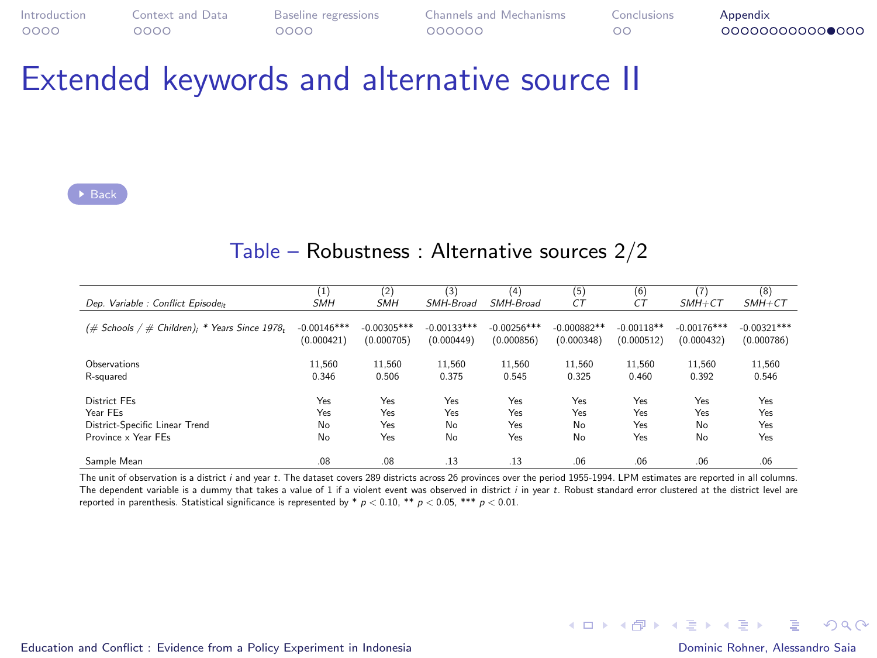# Extended keywords and alternative source II

Back

**Table – Robustness : Alternative sources 2/2**

| *Dep. Variable : Conflict Episode$_{it}$* | (1) *SMH* | (2) *SMH* | (3) *SMH-Broad* | (4) *SMH-Broad* | (5) *CT* | (6) *CT* | (7) *SMH+CT* | (8) *SMH+CT* |
|---|---|---|---|---|---|---|---|---|
| *(# Schools / # Children)$_i$ * Years Since 1978$_t$* | -0.00146*** | -0.00305*** | -0.00133*** | -0.00256*** | -0.000882** | -0.00118** | -0.00176*** | -0.00321*** |
| | (0.000421) | (0.000705) | (0.000449) | (0.000856) | (0.000348) | (0.000512) | (0.000432) | (0.000786) |
| Observations | 11,560 | 11,560 | 11,560 | 11,560 | 11,560 | 11,560 | 11,560 | 11,560 |
| R-squared | 0.346 | 0.506 | 0.375 | 0.545 | 0.325 | 0.460 | 0.392 | 0.546 |
| District FEs | Yes | Yes | Yes | Yes | Yes | Yes | Yes | Yes |
| Year FEs | Yes | Yes | Yes | Yes | Yes | Yes | Yes | Yes |
| District-Specific Linear Trend | No | Yes | No | Yes | No | Yes | No | Yes |
| Province x Year FEs | No | Yes | No | Yes | No | Yes | No | Yes |
| Sample Mean | .08 | .08 | .13 | .13 | .06 | .06 | .06 | .06 |

The unit of observation is a district $i$ and year $t$. The dataset covers 289 districts across 26 provinces over the period 1955-1994. LPM estimates are reported in all columns. The dependent variable is a dummy that takes a value of 1 if a violent event was observed in district $i$ in year $t$. Robust standard error clustered at the district level are reported in parenthesis. Statistical significance is represented by * $p < 0.10$, ** $p < 0.05$, *** $p < 0.01$.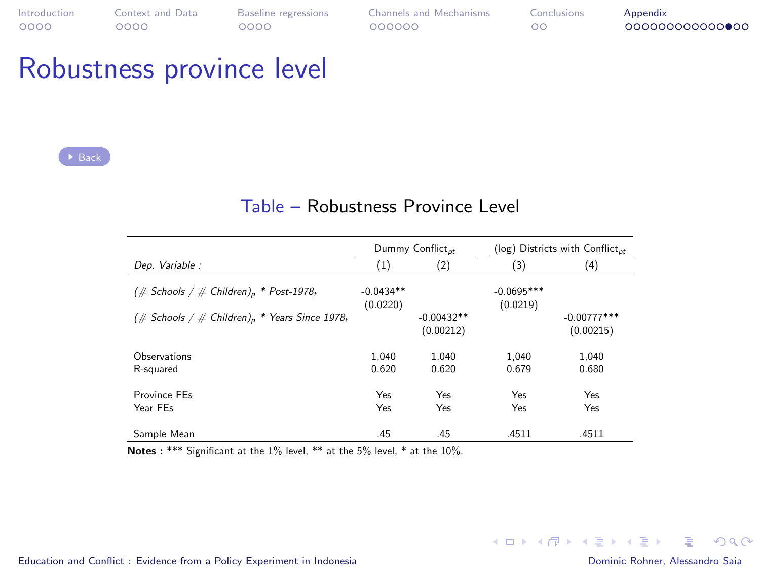# Robustness province level

Back

Table – Robustness Province Level

| | Dummy Conflict$_{pt}$ | | (log) Districts with Conflict$_{pt}$ | |
|---|---|---|---|---|
| *Dep. Variable :* | (1) | (2) | (3) | (4) |
| *(# Schools / # Children)$_p$ * Post-1978$_t$* | -0.0434** | | -0.0695*** | |
| | (0.0220) | | (0.0219) | |
| *(# Schools / # Children)$_p$ * Years Since 1978$_t$* | | -0.00432** | | -0.00777*** |
| | | (0.00212) | | (0.00215) |
| Observations | 1,040 | 1,040 | 1,040 | 1,040 |
| R-squared | 0.620 | 0.620 | 0.679 | 0.680 |
| Province FEs | Yes | Yes | Yes | Yes |
| Year FEs | Yes | Yes | Yes | Yes |
| Sample Mean | .45 | .45 | .4511 | .4511 |

**Notes :** *** Significant at the 1% level, ** at the 5% level, * at the 10%.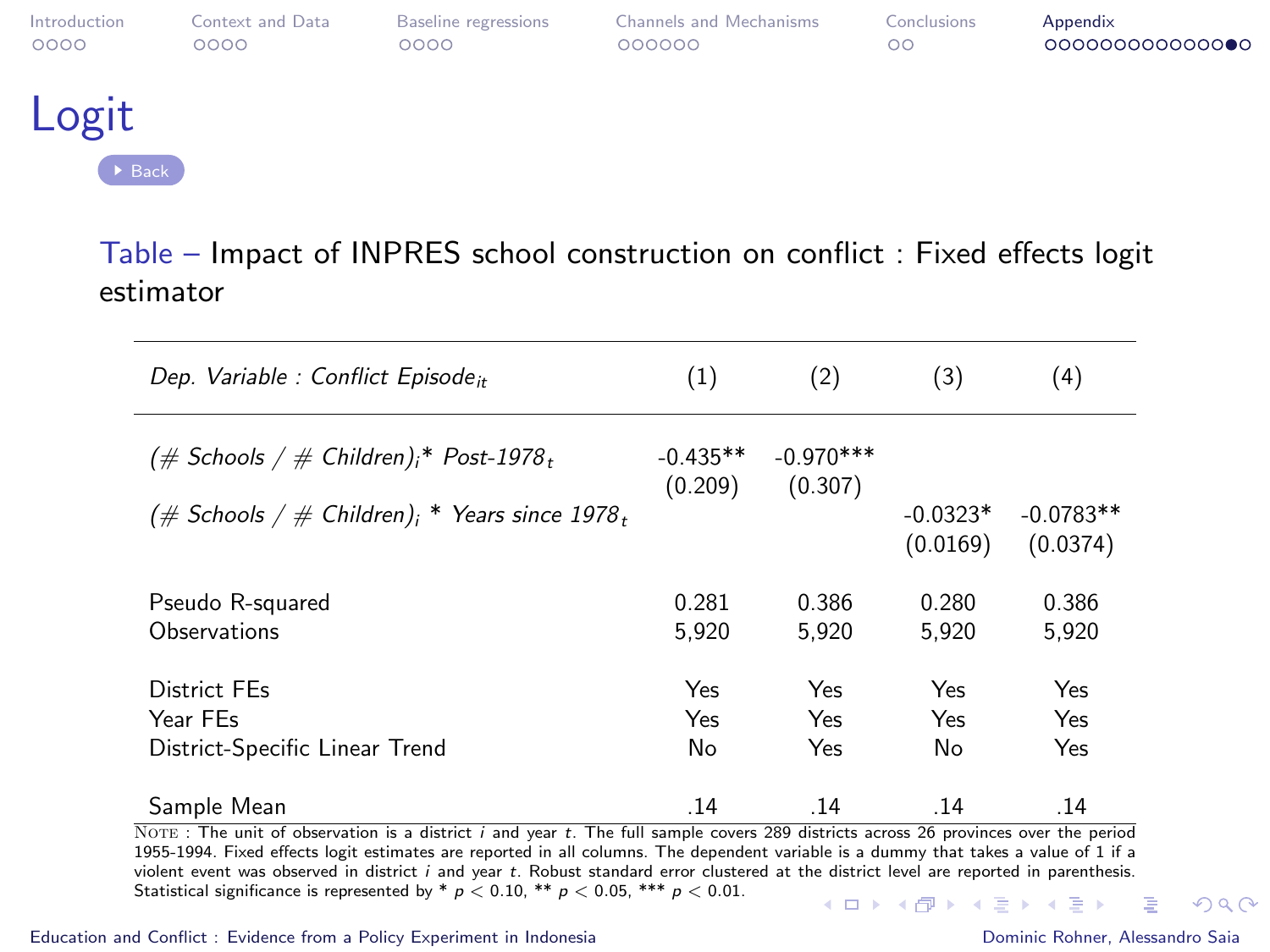# Logit

Back

Table – Impact of INPRES school construction on conflict : Fixed effects logit estimator

| *Dep. Variable : Conflict Episode$_{it}$* | (1) | (2) | (3) | (4) |
|---|---|---|---|---|
| *(# Schools / # Children)$_i$* Post-1978$_t$* | -0.435** | -0.970*** | | |
| | (0.209) | (0.307) | | |
| *(# Schools / # Children)$_i$ * Years since 1978$_t$* | | | -0.0323* | -0.0783** |
| | | | (0.0169) | (0.0374) |
| Pseudo R-squared | 0.281 | 0.386 | 0.280 | 0.386 |
| Observations | 5,920 | 5,920 | 5,920 | 5,920 |
| District FEs | Yes | Yes | Yes | Yes |
| Year FEs | Yes | Yes | Yes | Yes |
| District-Specific Linear Trend | No | Yes | No | Yes |
| Sample Mean | .14 | .14 | .14 | .14 |

NOTE : The unit of observation is a district $i$ and year $t$. The full sample covers 289 districts across 26 provinces over the period 1955-1994. Fixed effects logit estimates are reported in all columns. The dependent variable is a dummy that takes a value of 1 if a violent event was observed in district $i$ and year $t$. Robust standard error clustered at the district level are reported in parenthesis. Statistical significance is represented by * $p < 0.10$, ** $p < 0.05$, *** $p < 0.01$.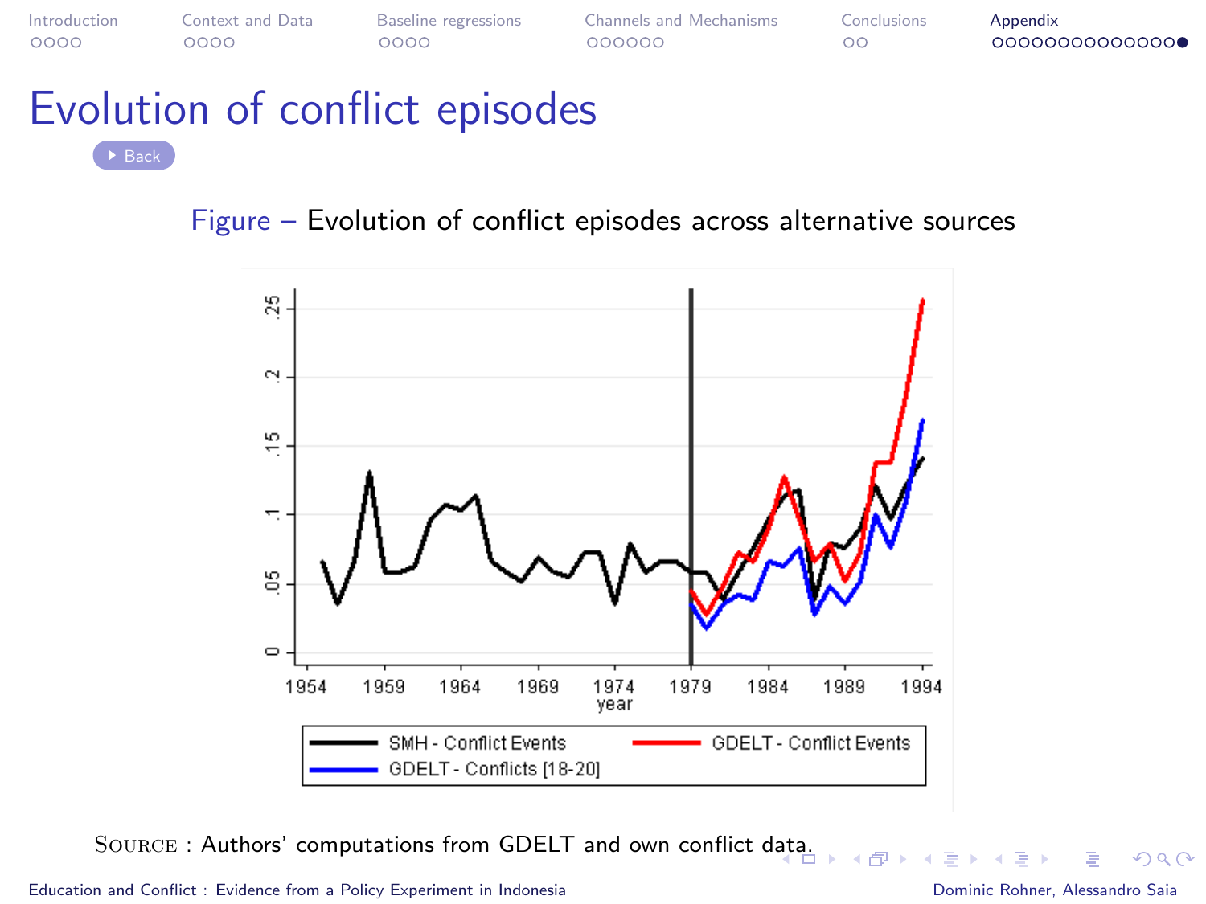# Evolution of conflict episodes

Back

Figure – Evolution of conflict episodes across alternative sources

0
.05
.1
.15
.2
.25

1954 1959 1964 1969 1974 1979 1984 1989 1994
year

SMH - Conflict Events
GDELT - Conflict Events
GDELT - Conflicts [18-20]

Source : Authors' computations from GDELT and own conflict data.